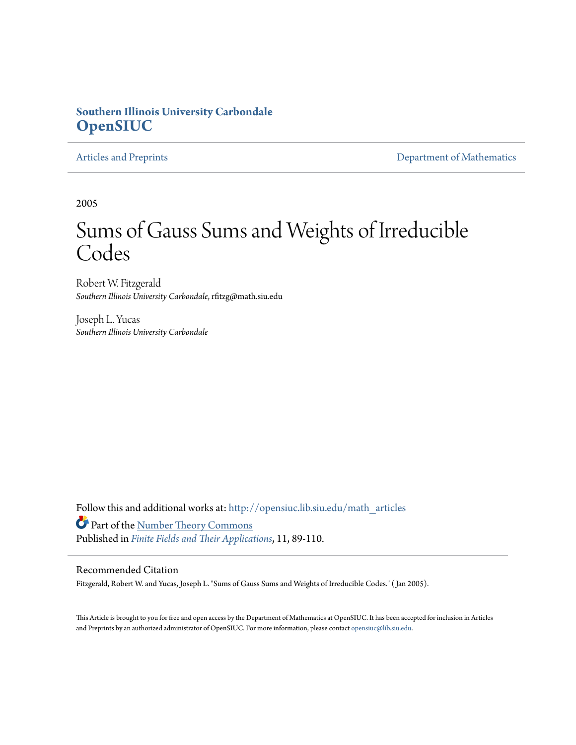**Southern Illinois University Carbondale**
**OpenSIUC**

Articles and Preprints | Department of Mathematics

2005

# Sums of Gauss Sums and Weights of Irreducible Codes

Robert W. Fitzgerald
*Southern Illinois University Carbondale*, rfitzg@math.siu.edu

Joseph L. Yucas
*Southern Illinois University Carbondale*

Follow this and additional works at: http://opensiuc.lib.siu.edu/math_articles

Part of the Number Theory Commons

Published in *Finite Fields and Their Applications*, 11, 89-110.

## Recommended Citation

Fitzgerald, Robert W. and Yucas, Joseph L. "Sums of Gauss Sums and Weights of Irreducible Codes." ( Jan 2005).

This Article is brought to you for free and open access by the Department of Mathematics at OpenSIUC. It has been accepted for inclusion in Articles and Preprints by an authorized administrator of OpenSIUC. For more information, please contact opensiuc@lib.siu.edu.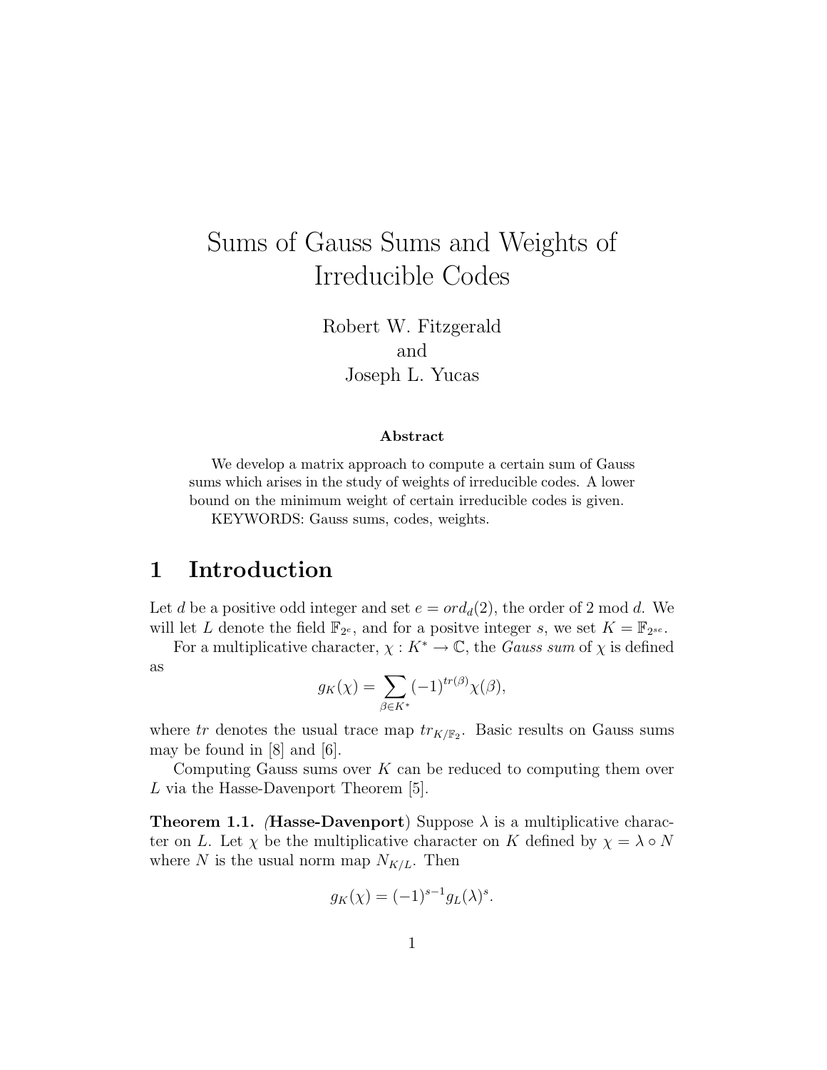# Sums of Gauss Sums and Weights of Irreducible Codes

Robert W. Fitzgerald  
and  
Joseph L. Yucas

**Abstract**

We develop a matrix approach to compute a certain sum of Gauss sums which arises in the study of weights of irreducible codes. A lower bound on the minimum weight of certain irreducible codes is given.

KEYWORDS: Gauss sums, codes, weights.

## 1 Introduction

Let $d$ be a positive odd integer and set $e = ord_d(2)$, the order of 2 mod $d$. We will let $L$ denote the field $\mathbb{F}_{2^e}$, and for a positve integer $s$, we set $K = \mathbb{F}_{2^{se}}$.

For a multiplicative character, $\chi : K^* \to \mathbb{C}$, the *Gauss sum* of $\chi$ is defined as

$$g_K(\chi) = \sum_{\beta \in K^*} (-1)^{tr(\beta)} \chi(\beta),$$

where $tr$ denotes the usual trace map $tr_{K/\mathbb{F}_2}$. Basic results on Gauss sums may be found in [8] and [6].

Computing Gauss sums over $K$ can be reduced to computing them over $L$ via the Hasse-Davenport Theorem [5].

**Theorem 1.1.** *(***Hasse-Davenport***)* Suppose $\lambda$ is a multiplicative character on $L$. Let $\chi$ be the multiplicative character on $K$ defined by $\chi = \lambda \circ N$ where $N$ is the usual norm map $N_{K/L}$. Then

$$g_K(\chi) = (-1)^{s-1} g_L(\lambda)^s.$$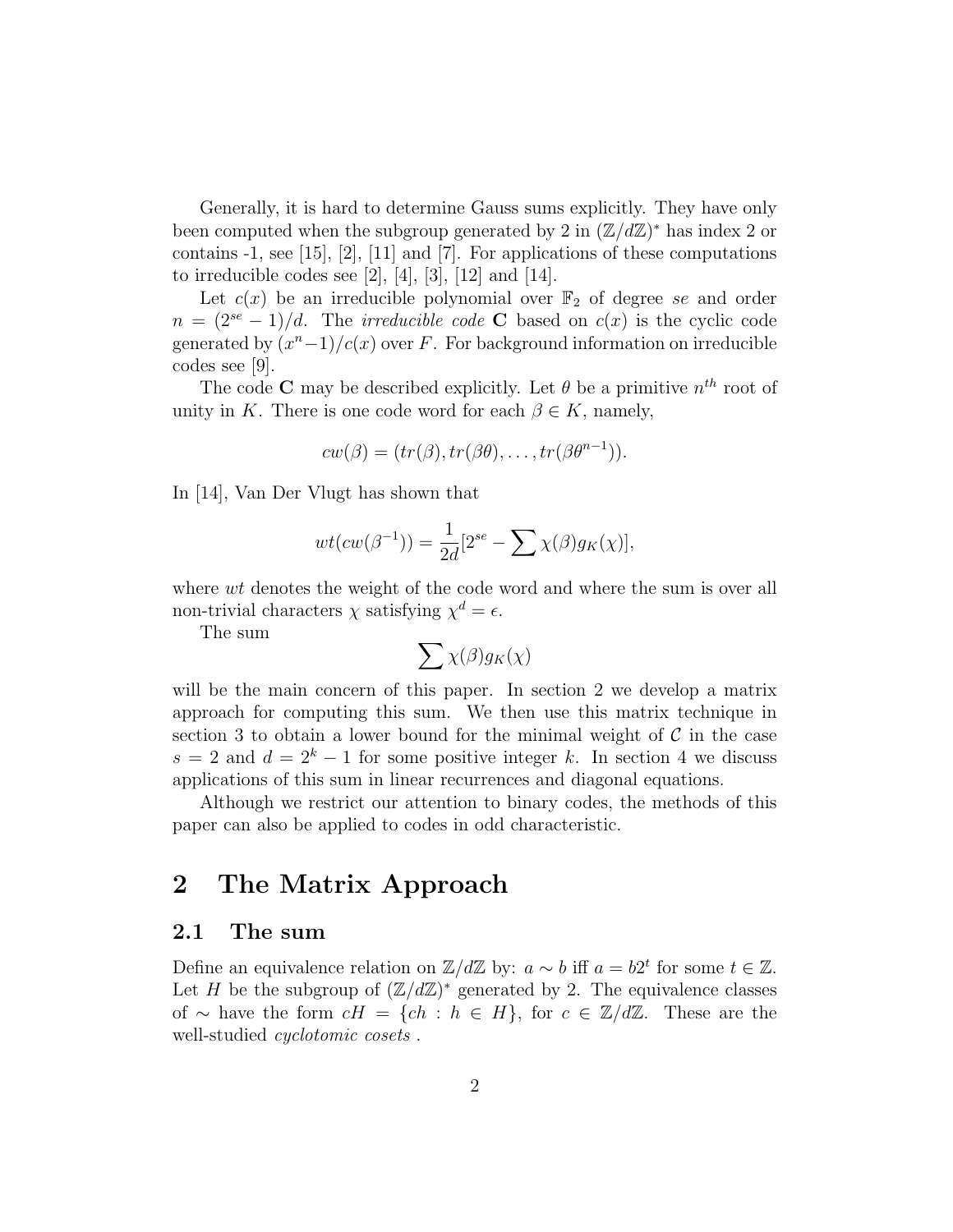Generally, it is hard to determine Gauss sums explicitly. They have only been computed when the subgroup generated by 2 in $(\mathbb{Z}/d\mathbb{Z})^*$ has index 2 or contains -1, see [15], [2], [11] and [7]. For applications of these computations to irreducible codes see [2], [4], [3], [12] and [14].

Let $c(x)$ be an irreducible polynomial over $\mathbb{F}_2$ of degree $se$ and order $n = (2^{se} - 1)/d$. The *irreducible code* $\mathbf{C}$ based on $c(x)$ is the cyclic code generated by $(x^n - 1)/c(x)$ over $F$. For background information on irreducible codes see [9].

The code $\mathbf{C}$ may be described explicitly. Let $\theta$ be a primitive $n^{th}$ root of unity in $K$. There is one code word for each $\beta \in K$, namely,

$$cw(\beta) = (tr(\beta), tr(\beta\theta), \ldots, tr(\beta\theta^{n-1})).$$

In [14], Van Der Vlugt has shown that

$$wt(cw(\beta^{-1})) = \frac{1}{2d}[2^{se} - \sum \chi(\beta) g_K(\chi)],$$

where $wt$ denotes the weight of the code word and where the sum is over all non-trivial characters $\chi$ satisfying $\chi^d = \epsilon$.

The sum

$$\sum \chi(\beta) g_K(\chi)$$

will be the main concern of this paper. In section 2 we develop a matrix approach for computing this sum. We then use this matrix technique in section 3 to obtain a lower bound for the minimal weight of $\mathcal{C}$ in the case $s = 2$ and $d = 2^k - 1$ for some positive integer $k$. In section 4 we discuss applications of this sum in linear recurrences and diagonal equations.

Although we restrict our attention to binary codes, the methods of this paper can also be applied to codes in odd characteristic.

# 2 The Matrix Approach

## 2.1 The sum

Define an equivalence relation on $\mathbb{Z}/d\mathbb{Z}$ by: $a \sim b$ iff $a = b2^t$ for some $t \in \mathbb{Z}$. Let $H$ be the subgroup of $(\mathbb{Z}/d\mathbb{Z})^*$ generated by 2. The equivalence classes of $\sim$ have the form $cH = \{ch : h \in H\}$, for $c \in \mathbb{Z}/d\mathbb{Z}$. These are the well-studied *cyclotomic cosets* .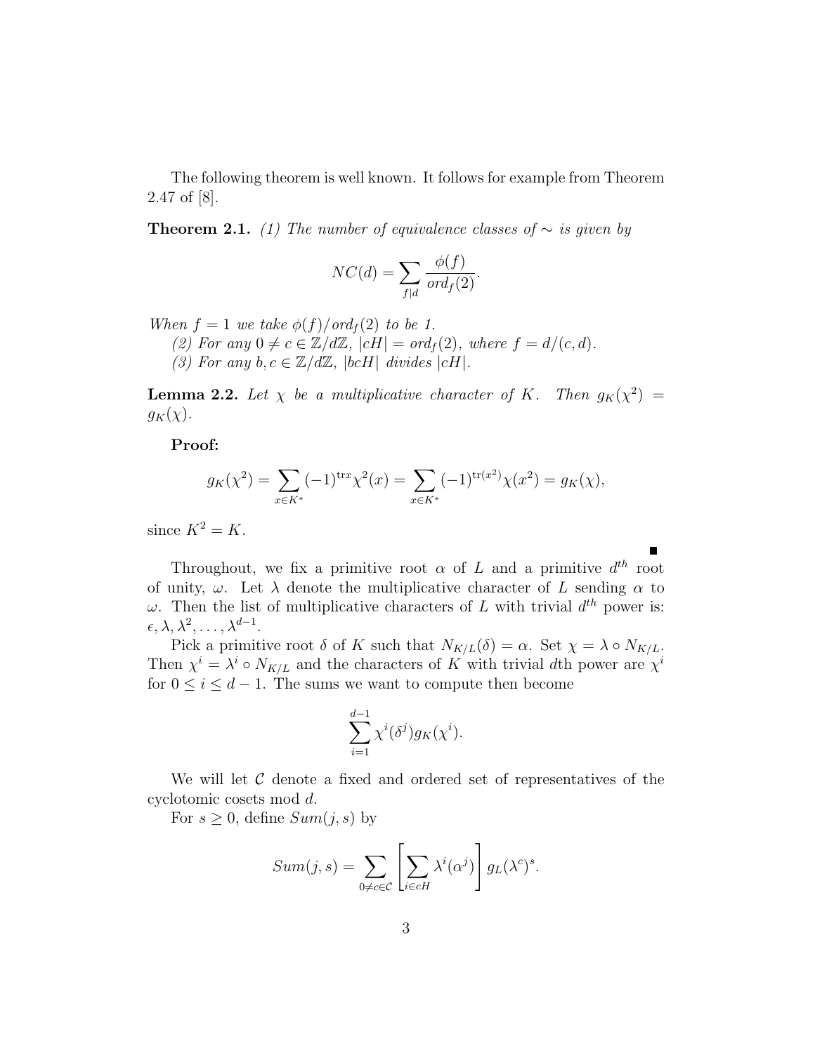The following theorem is well known. It follows for example from Theorem 2.47 of [8].

**Theorem 2.1.** *(1) The number of equivalence classes of $\sim$ is given by*

$$NC(d) = \sum_{f|d} \frac{\phi(f)}{ord_f(2)}.$$

*When $f = 1$ we take $\phi(f)/ord_f(2)$ to be 1.*

*(2) For any $0 \neq c \in \mathbb{Z}/d\mathbb{Z}$, $|cH| = ord_f(2)$, where $f = d/(c, d)$.*

*(3) For any $b, c \in \mathbb{Z}/d\mathbb{Z}$, $|bcH|$ divides $|cH|$.*

**Lemma 2.2.** *Let $\chi$ be a multiplicative character of $K$. Then $g_K(\chi^2) = g_K(\chi)$.*

**Proof:**

$$g_K(\chi^2) = \sum_{x \in K^*} (-1)^{\mathrm{tr} x} \chi^2(x) = \sum_{x \in K^*} (-1)^{\mathrm{tr}(x^2)} \chi(x^2) = g_K(\chi),$$

since $K^2 = K$.

∎

Throughout, we fix a primitive root $\alpha$ of $L$ and a primitive $d^{th}$ root of unity, $\omega$. Let $\lambda$ denote the multiplicative character of $L$ sending $\alpha$ to $\omega$. Then the list of multiplicative characters of $L$ with trivial $d^{th}$ power is: $\epsilon, \lambda, \lambda^2, \ldots, \lambda^{d-1}$.

Pick a primitive root $\delta$ of $K$ such that $N_{K/L}(\delta) = \alpha$. Set $\chi = \lambda \circ N_{K/L}$. Then $\chi^i = \lambda^i \circ N_{K/L}$ and the characters of $K$ with trivial $d$th power are $\chi^i$ for $0 \leq i \leq d-1$. The sums we want to compute then become

$$\sum_{i=1}^{d-1} \chi^i(\delta^j) g_K(\chi^i).$$

We will let $\mathcal{C}$ denote a fixed and ordered set of representatives of the cyclotomic cosets mod $d$.

For $s \geq 0$, define $Sum(j, s)$ by

$$Sum(j, s) = \sum_{0 \neq c \in \mathcal{C}} \left[ \sum_{i \in cH} \lambda^i(\alpha^j) \right] g_L(\lambda^c)^s.$$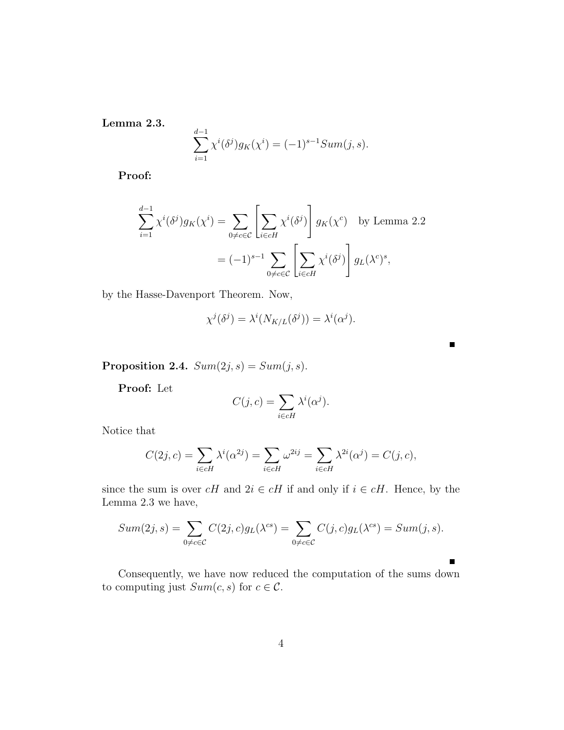**Lemma 2.3.**

$$\sum_{i=1}^{d-1} \chi^i(\delta^j) g_K(\chi^i) = (-1)^{s-1} Sum(j,s).$$

**Proof:**

$$\sum_{i=1}^{d-1} \chi^i(\delta^j) g_K(\chi^i) = \sum_{0 \neq c \in \mathcal{C}} \left[ \sum_{i \in cH} \chi^i(\delta^j) \right] g_K(\chi^c) \quad \text{by Lemma 2.2}$$

$$= (-1)^{s-1} \sum_{0 \neq c \in \mathcal{C}} \left[ \sum_{i \in cH} \chi^i(\delta^j) \right] g_L(\lambda^c)^s,$$

by the Hasse-Davenport Theorem. Now,

$$\chi^j(\delta^j) = \lambda^i(N_{K/L}(\delta^j)) = \lambda^i(\alpha^j).$$

■

**Proposition 2.4.** $Sum(2j,s) = Sum(j,s)$.

**Proof:** Let

$$C(j,c) = \sum_{i \in cH} \lambda^i(\alpha^j).$$

Notice that

$$C(2j,c) = \sum_{i \in cH} \lambda^i(\alpha^{2j}) = \sum_{i \in cH} \omega^{2ij} = \sum_{i \in cH} \lambda^{2i}(\alpha^j) = C(j,c),$$

since the sum is over $cH$ and $2i \in cH$ if and only if $i \in cH$. Hence, by the Lemma 2.3 we have,

$$Sum(2j,s) = \sum_{0 \neq c \in \mathcal{C}} C(2j,c) g_L(\lambda^{cs}) = \sum_{0 \neq c \in \mathcal{C}} C(j,c) g_L(\lambda^{cs}) = Sum(j,s).$$

■

Consequently, we have now reduced the computation of the sums down to computing just $Sum(c,s)$ for $c \in \mathcal{C}$.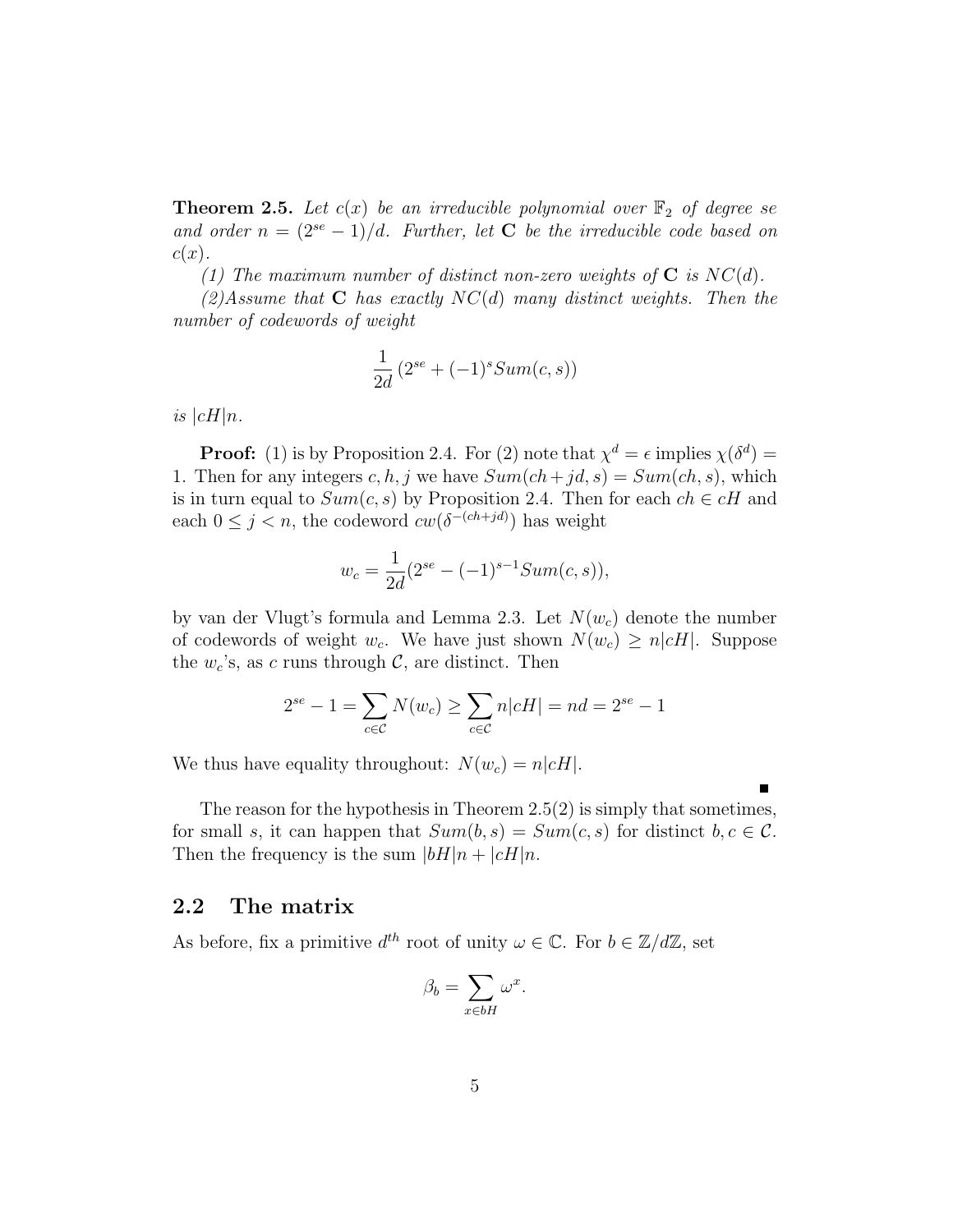**Theorem 2.5.** *Let $c(x)$ be an irreducible polynomial over $\mathbb{F}_2$ of degree $se$ and order $n = (2^{se} - 1)/d$. Further, let $\mathbf{C}$ be the irreducible code based on $c(x)$.*

*(1) The maximum number of distinct non-zero weights of $\mathbf{C}$ is $NC(d)$.*

*(2)Assume that $\mathbf{C}$ has exactly $NC(d)$ many distinct weights. Then the number of codewords of weight*

$$\frac{1}{2d}\left(2^{se} + (-1)^s Sum(c,s)\right)$$

*is $|cH|n$.*

**Proof:** (1) is by Proposition 2.4. For (2) note that $\chi^d = \epsilon$ implies $\chi(\delta^d) = 1$. Then for any integers $c, h, j$ we have $Sum(ch + jd, s) = Sum(ch, s)$, which is in turn equal to $Sum(c, s)$ by Proposition 2.4. Then for each $ch \in cH$ and each $0 \leq j < n$, the codeword $cw(\delta^{-(ch+jd)})$ has weight

$$w_c = \frac{1}{2d}(2^{se} - (-1)^{s-1} Sum(c,s)),$$

by van der Vlugt's formula and Lemma 2.3. Let $N(w_c)$ denote the number of codewords of weight $w_c$. We have just shown $N(w_c) \geq n|cH|$. Suppose the $w_c$'s, as $c$ runs through $\mathcal{C}$, are distinct. Then

$$2^{se} - 1 = \sum_{c \in \mathcal{C}} N(w_c) \geq \sum_{c \in \mathcal{C}} n|cH| = nd = 2^{se} - 1$$

We thus have equality throughout: $N(w_c) = n|cH|$.

■

The reason for the hypothesis in Theorem 2.5(2) is simply that sometimes, for small $s$, it can happen that $Sum(b, s) = Sum(c, s)$ for distinct $b, c \in \mathcal{C}$. Then the frequency is the sum $|bH|n + |cH|n$.

## 2.2 The matrix

As before, fix a primitive $d^{th}$ root of unity $\omega \in \mathbb{C}$. For $b \in \mathbb{Z}/d\mathbb{Z}$, set

$$\beta_b = \sum_{x \in bH} \omega^x.$$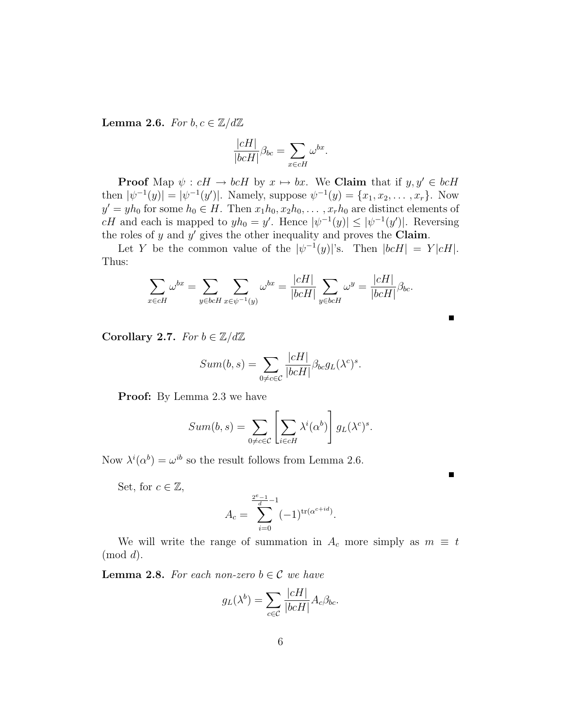**Lemma 2.6.** *For $b, c \in \mathbb{Z}/d\mathbb{Z}$*

$$\frac{|cH|}{|bcH|}\beta_{bc} = \sum_{x \in cH} \omega^{bx}.$$

**Proof** Map $\psi : cH \to bcH$ by $x \mapsto bx$. We **Claim** that if $y, y' \in bcH$ then $|\psi^{-1}(y)| = |\psi^{-1}(y')|$. Namely, suppose $\psi^{-1}(y) = \{x_1, x_2, \ldots, x_r\}$. Now $y' = yh_0$ for some $h_0 \in H$. Then $x_1h_0, x_2h_0, \ldots, x_rh_0$ are distinct elements of $cH$ and each is mapped to $yh_0 = y'$. Hence $|\psi^{-1}(y)| \leq |\psi^{-1}(y')|$. Reversing the roles of $y$ and $y'$ gives the other inequality and proves the **Claim**.

Let $Y$ be the common value of the $|\psi^{-1}(y)|$'s. Then $|bcH| = Y|cH|$. Thus:

$$\sum_{x \in cH} \omega^{bx} = \sum_{y \in bcH} \sum_{x \in \psi^{-1}(y)} \omega^{bx} = \frac{|cH|}{|bcH|} \sum_{y \in bcH} \omega^{y} = \frac{|cH|}{|bcH|}\beta_{bc}.$$

■

**Corollary 2.7.** *For $b \in \mathbb{Z}/d\mathbb{Z}$*

$$Sum(b, s) = \sum_{0 \neq c \in \mathcal{C}} \frac{|cH|}{|bcH|}\beta_{bc} g_L(\lambda^c)^s.$$

**Proof:** By Lemma 2.3 we have

$$Sum(b, s) = \sum_{0 \neq c \in \mathcal{C}} \left[\sum_{i \in cH} \lambda^i(\alpha^b)\right] g_L(\lambda^c)^s.$$

Now $\lambda^i(\alpha^b) = \omega^{ib}$ so the result follows from Lemma 2.6.

■

Set, for $c \in \mathbb{Z}$,

$$A_c = \sum_{i=0}^{\frac{2^e-1}{d}-1} (-1)^{\mathrm{tr}(\alpha^{c+id})}.$$

We will write the range of summation in $A_c$ more simply as $m \equiv t \pmod{d}$.

**Lemma 2.8.** *For each non-zero $b \in \mathcal{C}$ we have*

$$g_L(\lambda^b) = \sum_{c \in \mathcal{C}} \frac{|cH|}{|bcH|} A_c \beta_{bc}.$$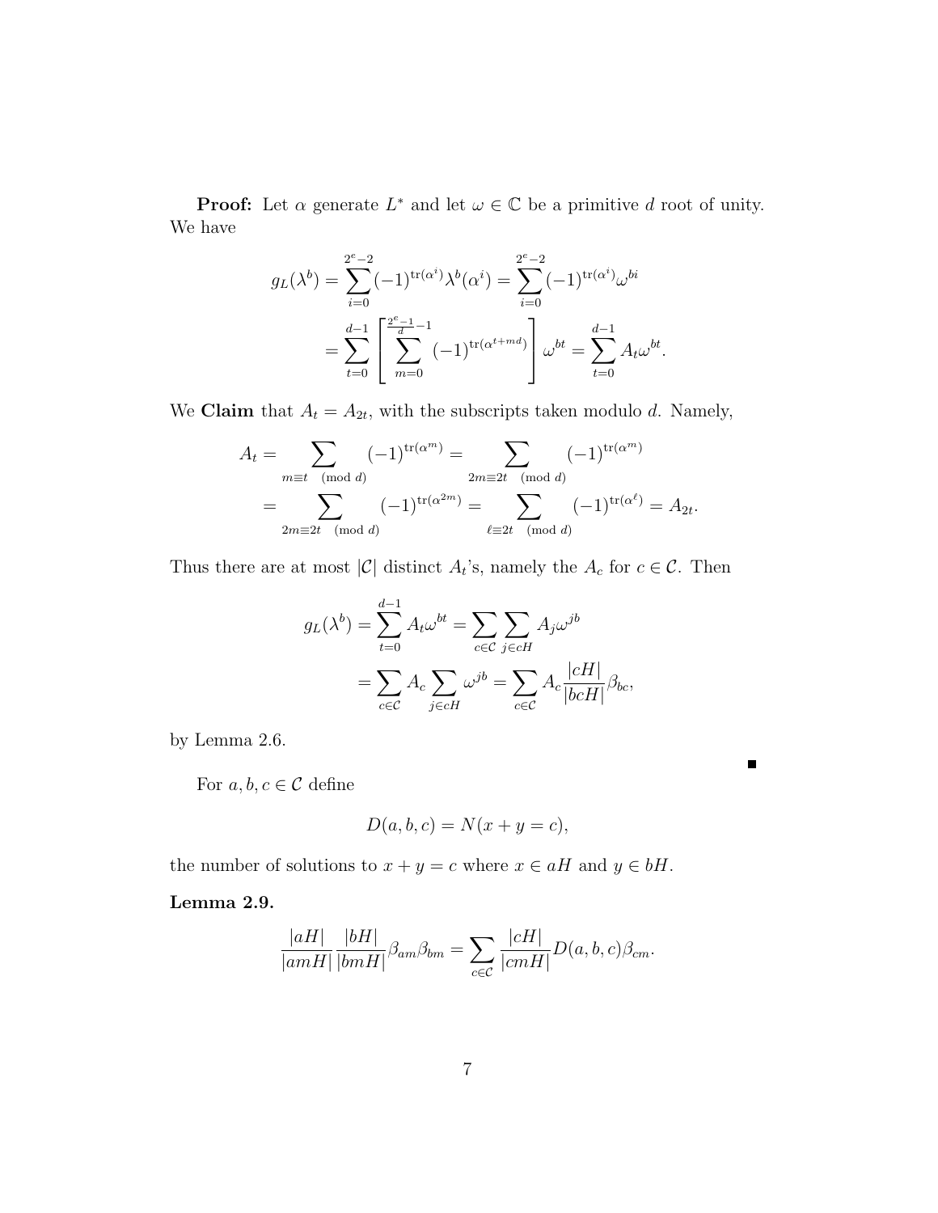**Proof:** Let $\alpha$ generate $L^*$ and let $\omega \in \mathbb{C}$ be a primitive $d$ root of unity. We have

$$
\begin{aligned}
g_L(\lambda^b) &= \sum_{i=0}^{2^e-2} (-1)^{\mathrm{tr}(\alpha^i)} \lambda^b(\alpha^i) = \sum_{i=0}^{2^e-2} (-1)^{\mathrm{tr}(\alpha^i)} \omega^{bi} \\
&= \sum_{t=0}^{d-1} \left[ \sum_{m=0}^{\frac{2^e-1}{d}-1} (-1)^{\mathrm{tr}(\alpha^{t+md})} \right] \omega^{bt} = \sum_{t=0}^{d-1} A_t \omega^{bt}.
\end{aligned}
$$

We **Claim** that $A_t = A_{2t}$, with the subscripts taken modulo $d$. Namely,

$$
\begin{aligned}
A_t &= \sum_{m \equiv t \pmod d} (-1)^{\mathrm{tr}(\alpha^m)} = \sum_{2m \equiv 2t \pmod d} (-1)^{\mathrm{tr}(\alpha^m)} \\
&= \sum_{2m \equiv 2t \pmod d} (-1)^{\mathrm{tr}(\alpha^{2m})} = \sum_{\ell \equiv 2t \pmod d} (-1)^{\mathrm{tr}(\alpha^\ell)} = A_{2t}.
\end{aligned}
$$

Thus there are at most $|\mathcal{C}|$ distinct $A_t$'s, namely the $A_c$ for $c \in \mathcal{C}$. Then

$$
\begin{aligned}
g_L(\lambda^b) &= \sum_{t=0}^{d-1} A_t \omega^{bt} = \sum_{c \in \mathcal{C}} \sum_{j \in cH} A_j \omega^{jb} \\
&= \sum_{c \in \mathcal{C}} A_c \sum_{j \in cH} \omega^{jb} = \sum_{c \in \mathcal{C}} A_c \frac{|cH|}{|bcH|} \beta_{bc},
\end{aligned}
$$

by Lemma 2.6.

∎

For $a, b, c \in \mathcal{C}$ define

$$
D(a, b, c) = N(x + y = c),
$$

the number of solutions to $x + y = c$ where $x \in aH$ and $y \in bH$.

**Lemma 2.9.**

$$
\frac{|aH|}{|amH|} \frac{|bH|}{|bmH|} \beta_{am} \beta_{bm} = \sum_{c \in \mathcal{C}} \frac{|cH|}{|cmH|} D(a, b, c) \beta_{cm}.
$$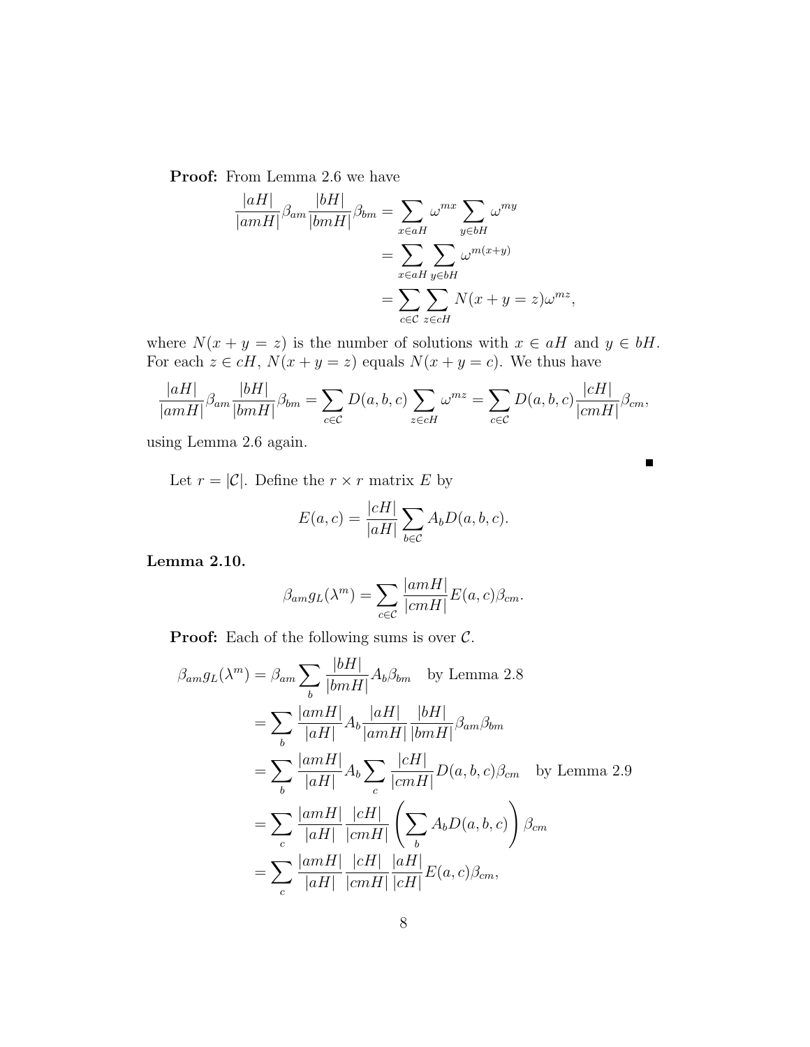**Proof:** From Lemma 2.6 we have

$$
\begin{aligned}
\frac{|aH|}{|amH|}\beta_{am}\frac{|bH|}{|bmH|}\beta_{bm} &= \sum_{x\in aH}\omega^{mx}\sum_{y\in bH}\omega^{my} \\
&= \sum_{x\in aH}\sum_{y\in bH}\omega^{m(x+y)} \\
&= \sum_{c\in\mathcal{C}}\sum_{z\in cH} N(x+y=z)\omega^{mz},
\end{aligned}
$$

where $N(x+y=z)$ is the number of solutions with $x \in aH$ and $y \in bH$. For each $z \in cH$, $N(x+y=z)$ equals $N(x+y=c)$. We thus have

$$
\frac{|aH|}{|amH|}\beta_{am}\frac{|bH|}{|bmH|}\beta_{bm} = \sum_{c\in\mathcal{C}} D(a,b,c)\sum_{z\in cH}\omega^{mz} = \sum_{c\in\mathcal{C}} D(a,b,c)\frac{|cH|}{|cmH|}\beta_{cm},
$$

using Lemma 2.6 again. ∎

Let $r = |\mathcal{C}|$. Define the $r \times r$ matrix $E$ by

$$
E(a,c) = \frac{|cH|}{|aH|}\sum_{b\in\mathcal{C}} A_b D(a,b,c).
$$

**Lemma 2.10.**

$$
\beta_{am}g_L(\lambda^m) = \sum_{c\in\mathcal{C}}\frac{|amH|}{|cmH|}E(a,c)\beta_{cm}.
$$

**Proof:** Each of the following sums is over $\mathcal{C}$.

$$
\begin{aligned}
\beta_{am}g_L(\lambda^m) &= \beta_{am}\sum_b \frac{|bH|}{|bmH|}A_b\beta_{bm} \quad \text{by Lemma 2.8} \\
&= \sum_b \frac{|amH|}{|aH|}A_b\frac{|aH|}{|amH|}\frac{|bH|}{|bmH|}\beta_{am}\beta_{bm} \\
&= \sum_b \frac{|amH|}{|aH|}A_b\sum_c\frac{|cH|}{|cmH|}D(a,b,c)\beta_{cm} \quad \text{by Lemma 2.9} \\
&= \sum_c \frac{|amH|}{|aH|}\frac{|cH|}{|cmH|}\left(\sum_b A_b D(a,b,c)\right)\beta_{cm} \\
&= \sum_c \frac{|amH|}{|aH|}\frac{|cH|}{|cmH|}\frac{|aH|}{|cH|}E(a,c)\beta_{cm},
\end{aligned}
$$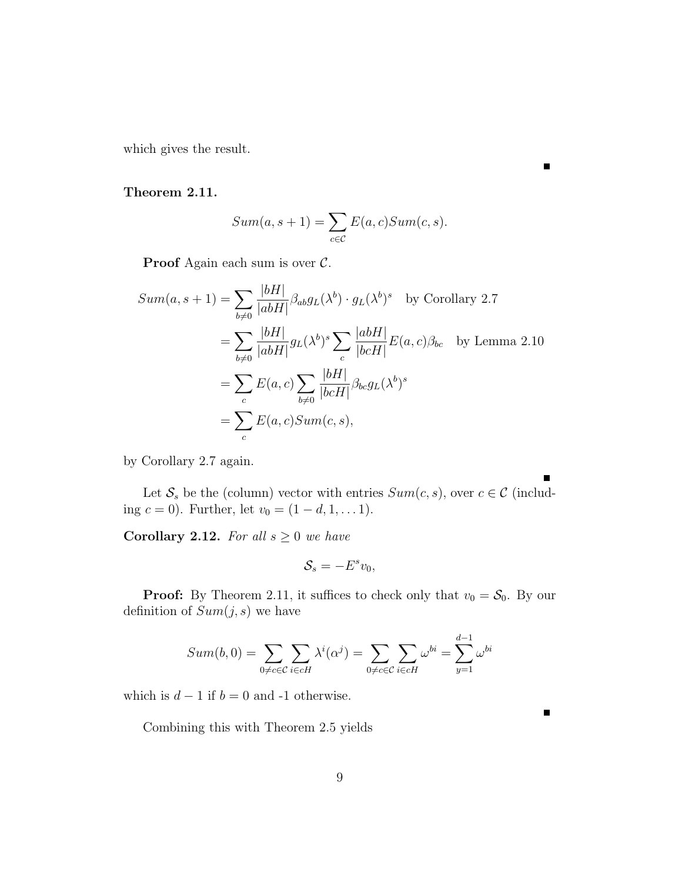which gives the result.

∎

**Theorem 2.11.**

$$Sum(a, s+1) = \sum_{c \in \mathcal{C}} E(a,c) Sum(c,s).$$

**Proof** Again each sum is over $\mathcal{C}$.

$$\begin{aligned}
Sum(a, s+1) &= \sum_{b \neq 0} \frac{|bH|}{|abH|} \beta_{ab} g_L(\lambda^b) \cdot g_L(\lambda^b)^s \quad \text{by Corollary 2.7} \\
&= \sum_{b \neq 0} \frac{|bH|}{|abH|} g_L(\lambda^b)^s \sum_c \frac{|abH|}{|bcH|} E(a,c) \beta_{bc} \quad \text{by Lemma 2.10} \\
&= \sum_c E(a,c) \sum_{b \neq 0} \frac{|bH|}{|bcH|} \beta_{bc} g_L(\lambda^b)^s \\
&= \sum_c E(a,c) Sum(c,s),
\end{aligned}$$

by Corollary 2.7 again.

∎

Let $\mathcal{S}_s$ be the (column) vector with entries $Sum(c,s)$, over $c \in \mathcal{C}$ (including $c = 0$). Further, let $v_0 = (1-d, 1, \ldots 1)$.

**Corollary 2.12.** *For all $s \geq 0$ we have*

$$\mathcal{S}_s = -E^s v_0,$$

**Proof:** By Theorem 2.11, it suffices to check only that $v_0 = \mathcal{S}_0$. By our definition of $Sum(j,s)$ we have

$$Sum(b,0) = \sum_{0 \neq c \in \mathcal{C}} \sum_{i \in cH} \lambda^i(\alpha^j) = \sum_{0 \neq c \in \mathcal{C}} \sum_{i \in cH} \omega^{bi} = \sum_{y=1}^{d-1} \omega^{bi}$$

which is $d-1$ if $b = 0$ and -1 otherwise.

∎

Combining this with Theorem 2.5 yields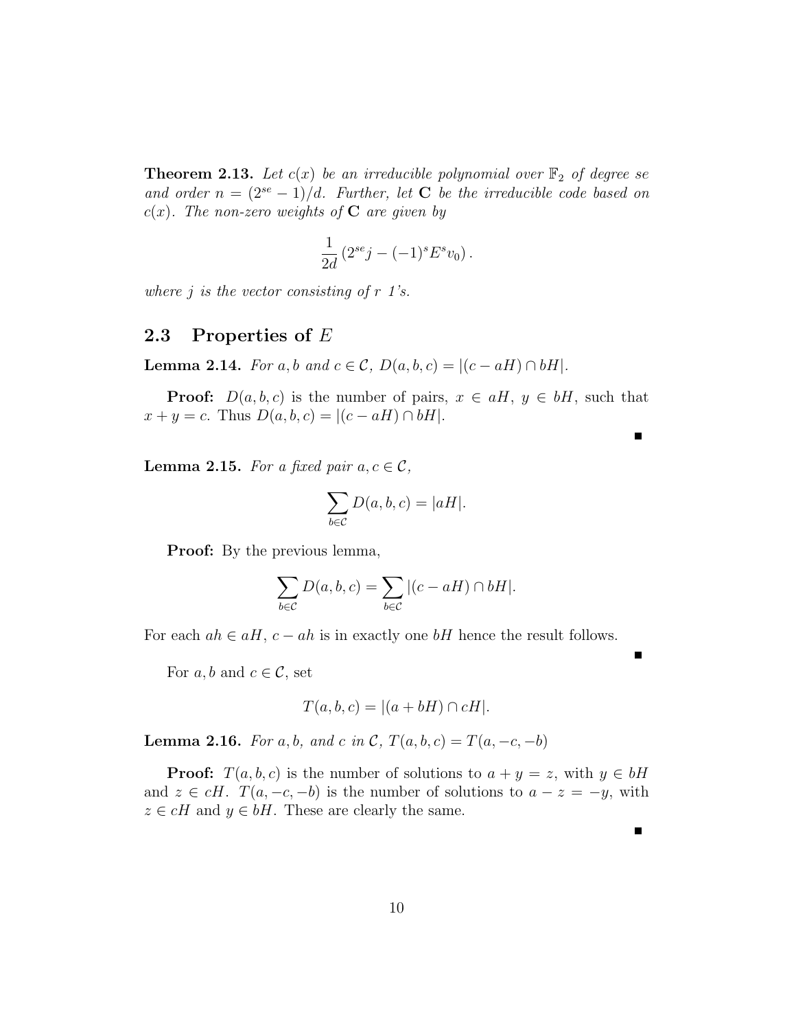**Theorem 2.13.** *Let $c(x)$ be an irreducible polynomial over $\mathbb{F}_2$ of degree $se$ and order $n = (2^{se} - 1)/d$. Further, let $\mathbf{C}$ be the irreducible code based on $c(x)$. The non-zero weights of $\mathbf{C}$ are given by*

$$\frac{1}{2d}\left(2^{se}j - (-1)^s E^s v_0\right).$$

*where $j$ is the vector consisting of $r$ 1's.*

## 2.3 Properties of $E$

**Lemma 2.14.** *For $a, b$ and $c \in \mathcal{C}$, $D(a, b, c) = |(c - aH) \cap bH|$.*

**Proof:** $D(a, b, c)$ is the number of pairs, $x \in aH$, $y \in bH$, such that $x + y = c$. Thus $D(a, b, c) = |(c - aH) \cap bH|$.

∎

**Lemma 2.15.** *For a fixed pair $a, c \in \mathcal{C}$,*

$$\sum_{b \in \mathcal{C}} D(a, b, c) = |aH|.$$

**Proof:** By the previous lemma,

$$\sum_{b \in \mathcal{C}} D(a, b, c) = \sum_{b \in \mathcal{C}} |(c - aH) \cap bH|.$$

For each $ah \in aH$, $c - ah$ is in exactly one $bH$ hence the result follows.

∎

For $a, b$ and $c \in \mathcal{C}$, set

$$T(a, b, c) = |(a + bH) \cap cH|.$$

**Lemma 2.16.** *For $a, b$, and $c$ in $\mathcal{C}$, $T(a, b, c) = T(a, -c, -b)$*

**Proof:** $T(a, b, c)$ is the number of solutions to $a + y = z$, with $y \in bH$ and $z \in cH$. $T(a, -c, -b)$ is the number of solutions to $a - z = -y$, with $z \in cH$ and $y \in bH$. These are clearly the same.

∎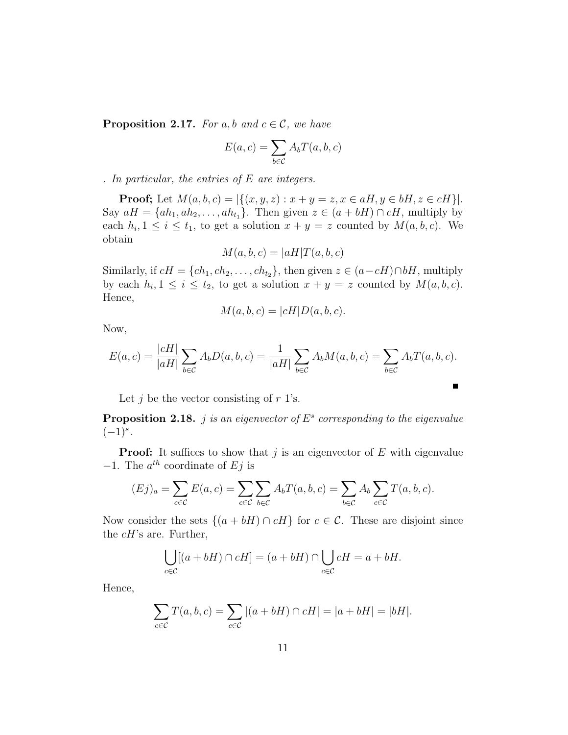**Proposition 2.17.** *For $a, b$ and $c \in \mathcal{C}$, we have*

$$E(a,c) = \sum_{b \in \mathcal{C}} A_b T(a,b,c)$$

*. In particular, the entries of $E$ are integers.*

**Proof;** Let $M(a,b,c) = |\{(x,y,z) : x + y = z, x \in aH, y \in bH, z \in cH\}|$. Say $aH = \{ah_1, ah_2, \ldots, ah_{t_1}\}$. Then given $z \in (a + bH) \cap cH$, multiply by each $h_i, 1 \leq i \leq t_1$, to get a solution $x + y = z$ counted by $M(a,b,c)$. We obtain

$$M(a,b,c) = |aH| T(a,b,c)$$

Similarly, if $cH = \{ch_1, ch_2, \ldots, ch_{t_2}\}$, then given $z \in (a - cH) \cap bH$, multiply by each $h_i, 1 \leq i \leq t_2$, to get a solution $x + y = z$ counted by $M(a,b,c)$. Hence,

$$M(a,b,c) = |cH| D(a,b,c).$$

Now,

$$E(a,c) = \frac{|cH|}{|aH|} \sum_{b \in \mathcal{C}} A_b D(a,b,c) = \frac{1}{|aH|} \sum_{b \in \mathcal{C}} A_b M(a,b,c) = \sum_{b \in \mathcal{C}} A_b T(a,b,c).$$

■

Let $j$ be the vector consisting of $r$ 1's.

**Proposition 2.18.** *$j$ is an eigenvector of $E^s$ corresponding to the eigenvalue $(-1)^s$.*

**Proof:** It suffices to show that $j$ is an eigenvector of $E$ with eigenvalue $-1$. The $a^{th}$ coordinate of $Ej$ is

$$(Ej)_a = \sum_{c \in \mathcal{C}} E(a,c) = \sum_{c \in \mathcal{C}} \sum_{b \in \mathcal{C}} A_b T(a,b,c) = \sum_{b \in \mathcal{C}} A_b \sum_{c \in \mathcal{C}} T(a,b,c).$$

Now consider the sets $\{(a + bH) \cap cH\}$ for $c \in \mathcal{C}$. These are disjoint since the $cH$'s are. Further,

$$\bigcup_{c \in \mathcal{C}} [(a + bH) \cap cH] = (a + bH) \cap \bigcup_{c \in \mathcal{C}} cH = a + bH.$$

Hence,

$$\sum_{c \in \mathcal{C}} T(a,b,c) = \sum_{c \in \mathcal{C}} |(a + bH) \cap cH| = |a + bH| = |bH|.$$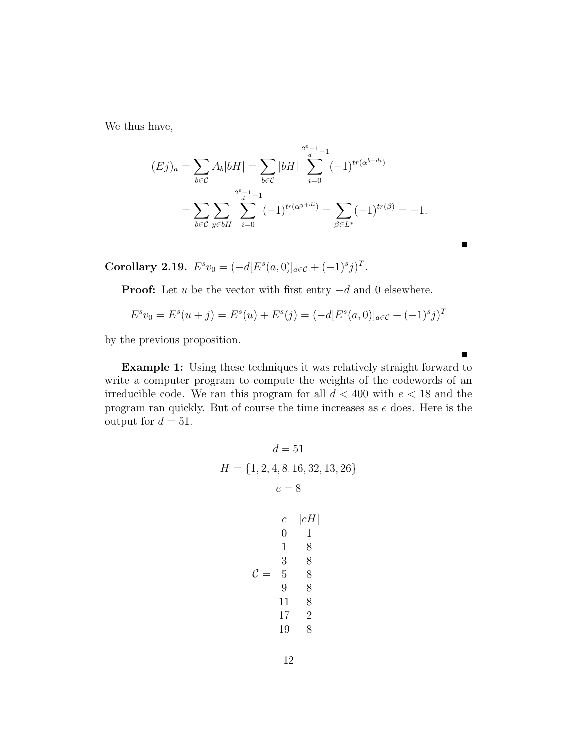We thus have,

$$
\begin{aligned}
(Ej)_a &= \sum_{b\in\mathcal{C}} A_b|bH| = \sum_{b\in\mathcal{C}} |bH| \sum_{i=0}^{\frac{2^e-1}{d}-1} (-1)^{tr(\alpha^{b+di})} \\
&= \sum_{b\in\mathcal{C}} \sum_{y\in bH} \sum_{i=0}^{\frac{2^e-1}{d}-1} (-1)^{tr(\alpha^{y+di})} = \sum_{\beta\in L^*} (-1)^{tr(\beta)} = -1.
\end{aligned}
$$

■

**Corollary 2.19.** $E^s v_0 = (-d[E^s(a,0)]_{a\in\mathcal{C}} + (-1)^s j)^T$.

**Proof:** Let $u$ be the vector with first entry $-d$ and 0 elsewhere.

$$
E^s v_0 = E^s(u+j) = E^s(u) + E^s(j) = (-d[E^s(a,0)]_{a\in\mathcal{C}} + (-1)^s j)^T
$$

by the previous proposition.

■

**Example 1:** Using these techniques it was relatively straight forward to write a computer program to compute the weights of the codewords of an irreducible code. We ran this program for all $d < 400$ with $e < 18$ and the program ran quickly. But of course the time increases as $e$ does. Here is the output for $d = 51$.

$$d = 51$$

$$H = \{1, 2, 4, 8, 16, 32, 13, 26\}$$

$$e = 8$$

$\mathcal{C} =$

| $c$ | $\lvert cH\rvert$ |
|---|---|
| 0 | 1 |
| 1 | 8 |
| 3 | 8 |
| 5 | 8 |
| 9 | 8 |
| 11 | 8 |
| 17 | 2 |
| 19 | 8 |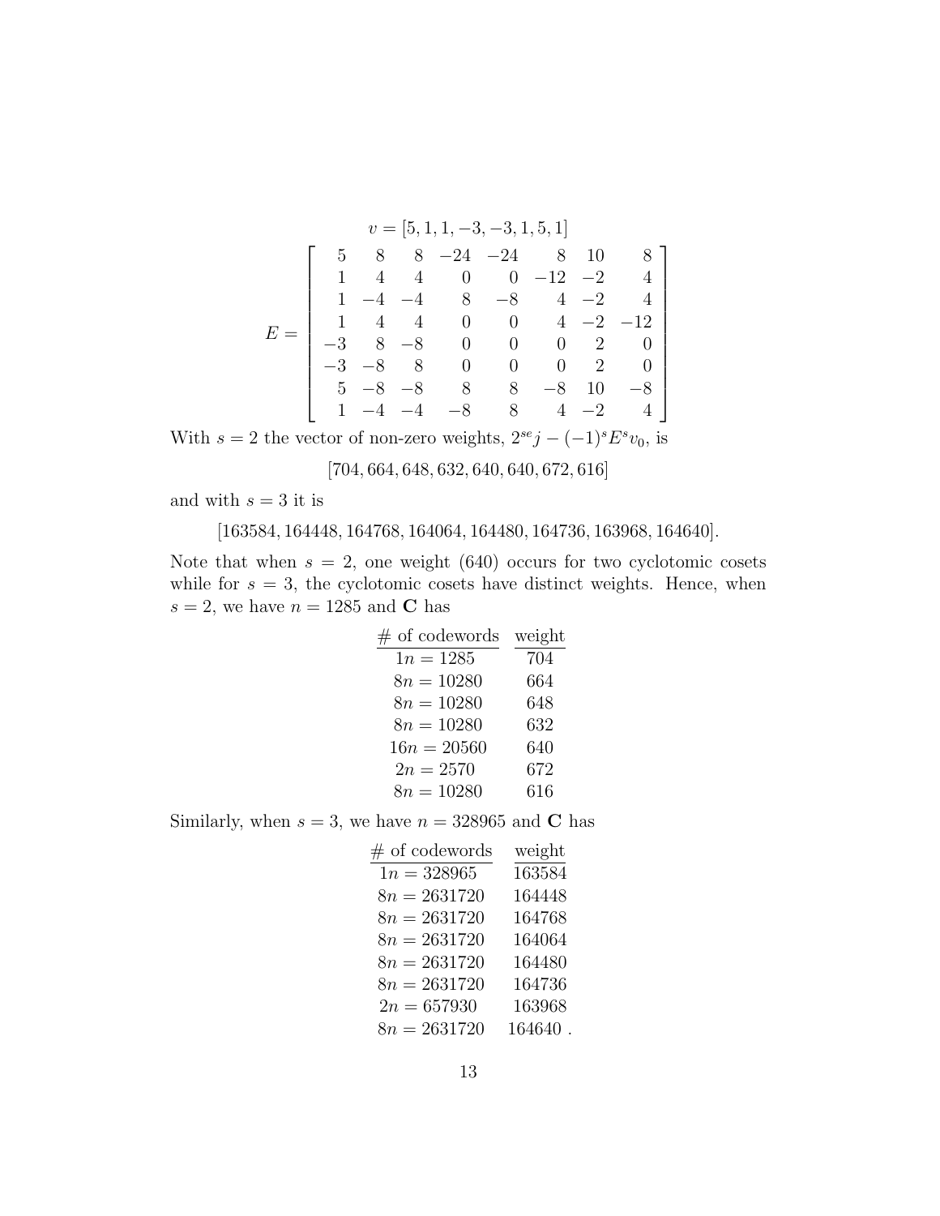$$v = [5, 1, 1, -3, -3, 1, 5, 1]$$

$$E = \left[ \begin{array}{rrrrrrrr} 5 & 8 & 8 & -24 & -24 & 8 & 10 & 8 \\ 1 & 4 & 4 & 0 & 0 & -12 & -2 & 4 \\ 1 & -4 & -4 & 8 & -8 & 4 & -2 & 4 \\ 1 & 4 & 4 & 0 & 0 & 4 & -2 & -12 \\ -3 & 8 & -8 & 0 & 0 & 0 & 2 & 0 \\ -3 & -8 & 8 & 0 & 0 & 0 & 2 & 0 \\ 5 & -8 & -8 & 8 & 8 & -8 & 10 & -8 \\ 1 & -4 & -4 & -8 & 8 & 4 & -2 & 4 \end{array} \right]$$

With $s = 2$ the vector of non-zero weights, $2^{se}j - (-1)^s E^s v_0$, is

$$[704, 664, 648, 632, 640, 640, 672, 616]$$

and with $s = 3$ it is

$$[163584, 164448, 164768, 164064, 164480, 164736, 163968, 164640].$$

Note that when $s = 2$, one weight (640) occurs for two cyclotomic cosets while for $s = 3$, the cyclotomic cosets have distinct weights. Hence, when $s = 2$, we have $n = 1285$ and **C** has

| # of codewords | weight |
|---|---|
| $1n = 1285$ | 704 |
| $8n = 10280$ | 664 |
| $8n = 10280$ | 648 |
| $8n = 10280$ | 632 |
| $16n = 20560$ | 640 |
| $2n = 2570$ | 672 |
| $8n = 10280$ | 616 |

Similarly, when $s = 3$, we have $n = 328965$ and **C** has

| # of codewords | weight |
|---|---|
| $1n = 328965$ | 163584 |
| $8n = 2631720$ | 164448 |
| $8n = 2631720$ | 164768 |
| $8n = 2631720$ | 164064 |
| $8n = 2631720$ | 164480 |
| $8n = 2631720$ | 164736 |
| $2n = 657930$ | 163968 |
| $8n = 2631720$ | 164640 . |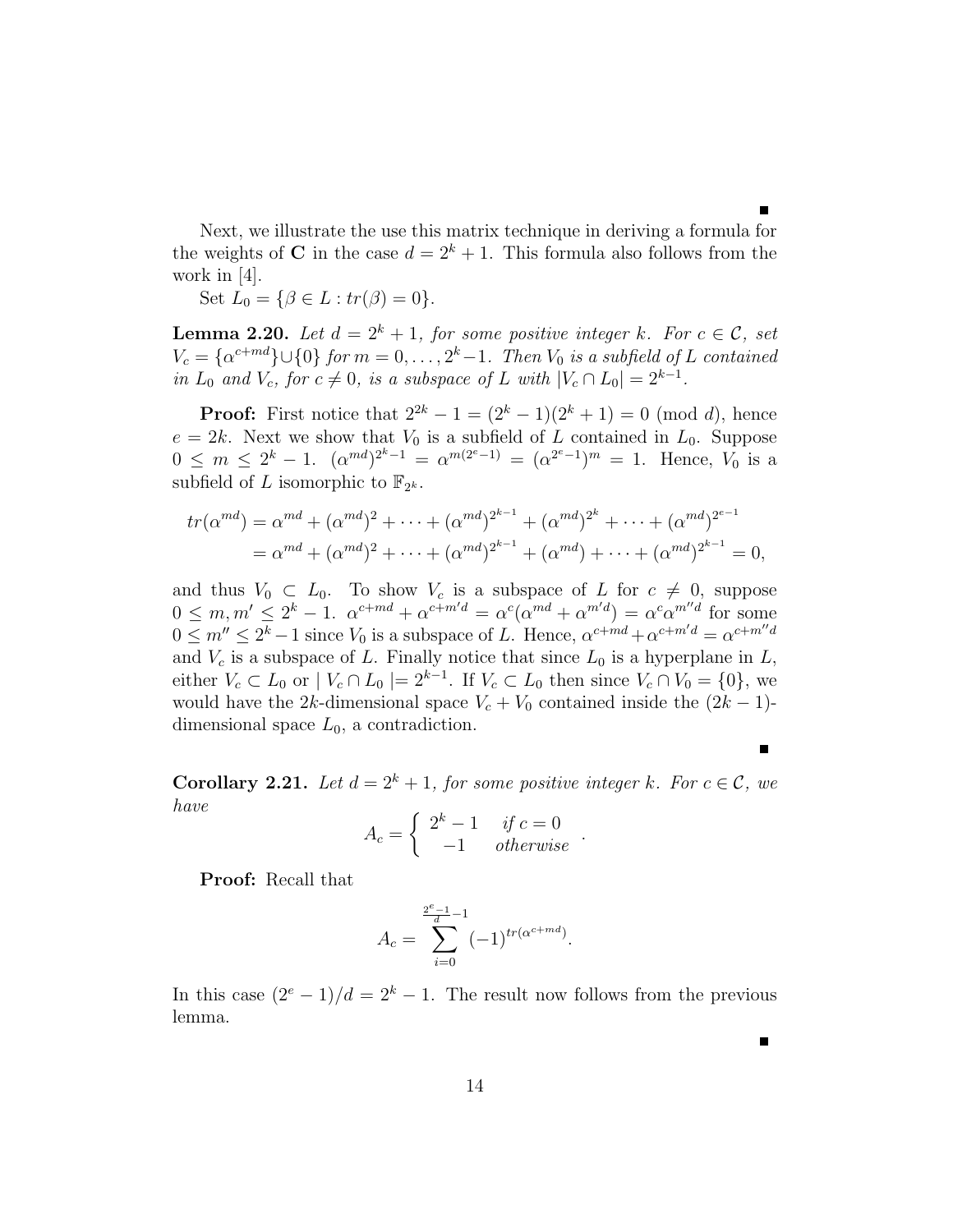■

Next, we illustrate the use this matrix technique in deriving a formula for the weights of **C** in the case $d = 2^k + 1$. This formula also follows from the work in [4].

Set $L_0 = \{\beta \in L : tr(\beta) = 0\}$.

**Lemma 2.20.** *Let $d = 2^k + 1$, for some positive integer $k$. For $c \in \mathcal{C}$, set $V_c = \{\alpha^{c+md}\} \cup \{0\}$ for $m = 0, \ldots, 2^k - 1$. Then $V_0$ is a subfield of $L$ contained in $L_0$ and $V_c$, for $c \neq 0$, is a subspace of $L$ with $|V_c \cap L_0| = 2^{k-1}$.*

**Proof:** First notice that $2^{2k} - 1 = (2^k - 1)(2^k + 1) = 0 \pmod{d}$, hence $e = 2k$. Next we show that $V_0$ is a subfield of $L$ contained in $L_0$. Suppose $0 \leq m \leq 2^k - 1$. $(\alpha^{md})^{2^k - 1} = \alpha^{m(2^e - 1)} = (\alpha^{2^e - 1})^m = 1$. Hence, $V_0$ is a subfield of $L$ isomorphic to $\mathbb{F}_{2^k}$.

$$
\begin{aligned}
tr(\alpha^{md}) &= \alpha^{md} + (\alpha^{md})^2 + \cdots + (\alpha^{md})^{2^{k-1}} + (\alpha^{md})^{2^k} + \cdots + (\alpha^{md})^{2^{e-1}} \\
&= \alpha^{md} + (\alpha^{md})^2 + \cdots + (\alpha^{md})^{2^{k-1}} + (\alpha^{md}) + \cdots + (\alpha^{md})^{2^{k-1}} = 0,
\end{aligned}
$$

and thus $V_0 \subset L_0$. To show $V_c$ is a subspace of $L$ for $c \neq 0$, suppose $0 \leq m, m' \leq 2^k - 1$. $\alpha^{c+md} + \alpha^{c+m'd} = \alpha^c(\alpha^{md} + \alpha^{m'd}) = \alpha^c \alpha^{m''d}$ for some $0 \leq m'' \leq 2^k - 1$ since $V_0$ is a subspace of $L$. Hence, $\alpha^{c+md} + \alpha^{c+m'd} = \alpha^{c+m''d}$ and $V_c$ is a subspace of $L$. Finally notice that since $L_0$ is a hyperplane in $L$, either $V_c \subset L_0$ or $| V_c \cap L_0 | = 2^{k-1}$. If $V_c \subset L_0$ then since $V_c \cap V_0 = \{0\}$, we would have the $2k$-dimensional space $V_c + V_0$ contained inside the $(2k-1)$-dimensional space $L_0$, a contradiction.

■

**Corollary 2.21.** *Let $d = 2^k + 1$, for some positive integer $k$. For $c \in \mathcal{C}$, we have*

$$
A_c = \begin{cases} 2^k - 1 & \text{if } c = 0 \\ -1 & \text{otherwise} \end{cases}.
$$

**Proof:** Recall that

$$
A_c = \sum_{i=0}^{\frac{2^e - 1}{d} - 1} (-1)^{tr(\alpha^{c+md})}.
$$

In this case $(2^e - 1)/d = 2^k - 1$. The result now follows from the previous lemma.

■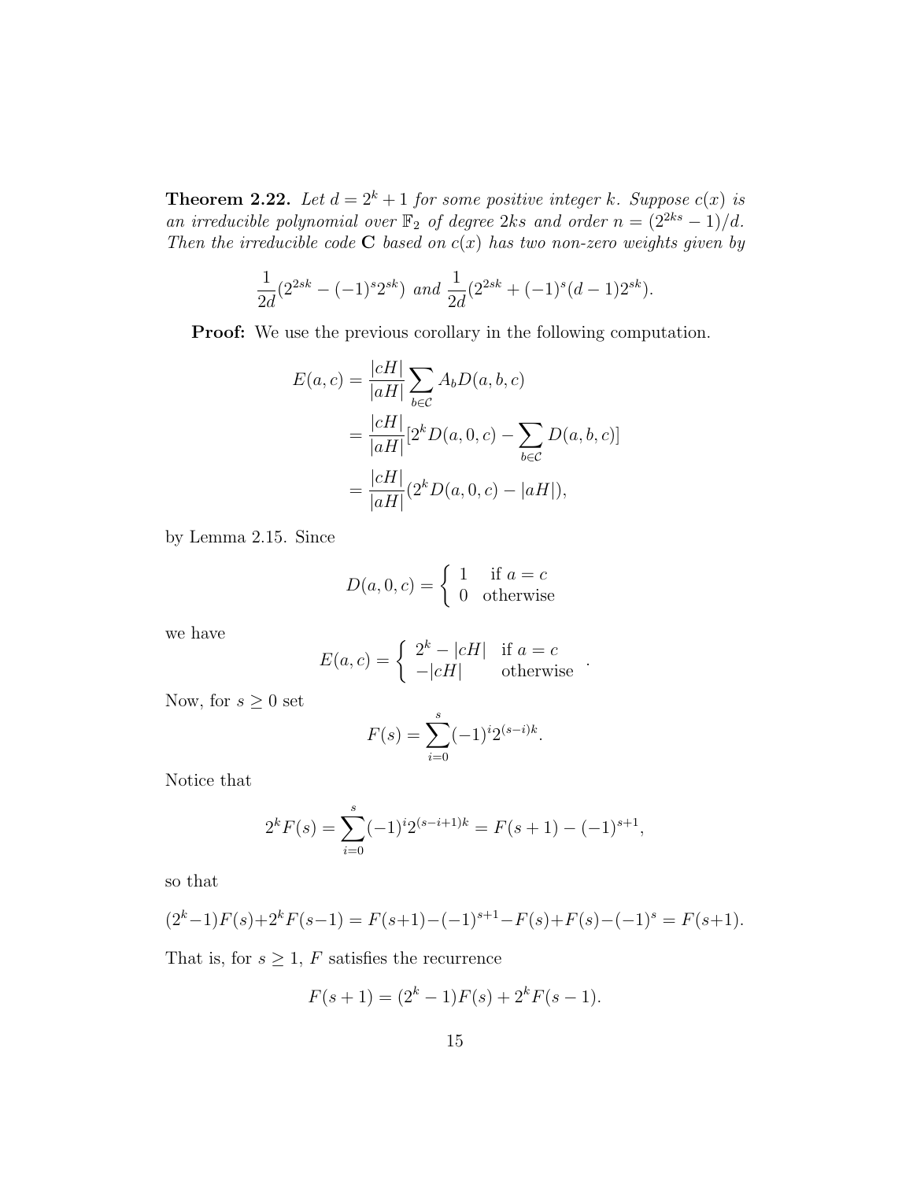**Theorem 2.22.** *Let $d = 2^k + 1$ for some positive integer $k$. Suppose $c(x)$ is an irreducible polynomial over $\mathbb{F}_2$ of degree $2ks$ and order $n = (2^{2ks} - 1)/d$. Then the irreducible code* $\mathbf{C}$ *based on $c(x)$ has two non-zero weights given by*

$$\frac{1}{2d}(2^{2sk} - (-1)^s 2^{sk}) \text{ and } \frac{1}{2d}(2^{2sk} + (-1)^s (d-1)2^{sk}).$$

**Proof:** We use the previous corollary in the following computation.

$$\begin{aligned}
E(a, c) &= \frac{|cH|}{|aH|} \sum_{b \in \mathcal{C}} A_b D(a, b, c) \\
&= \frac{|cH|}{|aH|} [2^k D(a, 0, c) - \sum_{b \in \mathcal{C}} D(a, b, c)] \\
&= \frac{|cH|}{|aH|} (2^k D(a, 0, c) - |aH|),
\end{aligned}$$

by Lemma 2.15. Since

$$D(a, 0, c) = \begin{cases} 1 & \text{if } a = c \\ 0 & \text{otherwise} \end{cases}$$

we have

$$E(a, c) = \begin{cases} 2^k - |cH| & \text{if } a = c \\ -|cH| & \text{otherwise} \end{cases}.$$

Now, for $s \geq 0$ set

$$F(s) = \sum_{i=0}^{s} (-1)^i 2^{(s-i)k}.$$

Notice that

$$2^k F(s) = \sum_{i=0}^{s} (-1)^i 2^{(s-i+1)k} = F(s+1) - (-1)^{s+1},$$

so that

$$(2^k - 1)F(s) + 2^k F(s-1) = F(s+1) - (-1)^{s+1} - F(s) + F(s) - (-1)^s = F(s+1).$$

That is, for $s \geq 1$, $F$ satisfies the recurrence

$$F(s+1) = (2^k - 1)F(s) + 2^k F(s-1).$$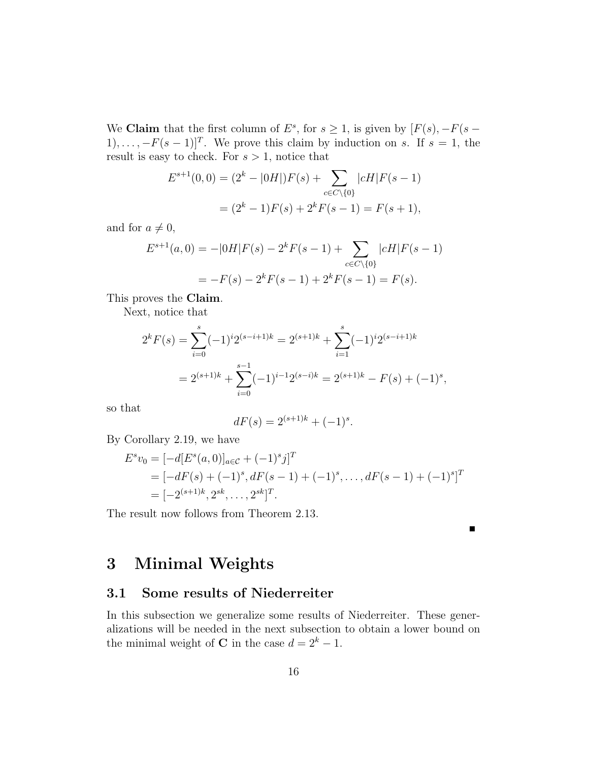We **Claim** that the first column of $E^s$, for $s \geq 1$, is given by $[F(s), -F(s-1), \ldots, -F(s-1)]^T$. We prove this claim by induction on $s$. If $s = 1$, the result is easy to check. For $s > 1$, notice that

$$
\begin{aligned}
E^{s+1}(0,0) &= (2^k - |0H|)F(s) + \sum_{c \in C \setminus \{0\}} |cH| F(s-1) \\
&= (2^k - 1)F(s) + 2^k F(s-1) = F(s+1),
\end{aligned}
$$

and for $a \neq 0$,

$$
\begin{aligned}
E^{s+1}(a,0) &= -|0H|F(s) - 2^k F(s-1) + \sum_{c \in C \setminus \{0\}} |cH| F(s-1) \\
&= -F(s) - 2^k F(s-1) + 2^k F(s-1) = F(s).
\end{aligned}
$$

This proves the **Claim**.

Next, notice that

$$
\begin{aligned}
2^k F(s) &= \sum_{i=0}^{s} (-1)^i 2^{(s-i+1)k} = 2^{(s+1)k} + \sum_{i=1}^{s} (-1)^i 2^{(s-i+1)k} \\
&= 2^{(s+1)k} + \sum_{i=0}^{s-1} (-1)^{i-1} 2^{(s-i)k} = 2^{(s+1)k} - F(s) + (-1)^s,
\end{aligned}
$$

so that

$$
dF(s) = 2^{(s+1)k} + (-1)^s.
$$

By Corollary 2.19, we have

$$
\begin{aligned}
E^s v_0 &= [-d[E^s(a,0)]_{a \in \mathcal{C}} + (-1)^s j]^T \\
&= [-dF(s) + (-1)^s, dF(s-1) + (-1)^s, \ldots, dF(s-1) + (-1)^s]^T \\
&= [-2^{(s+1)k}, 2^{sk}, \ldots, 2^{sk}]^T.
\end{aligned}
$$

The result now follows from Theorem 2.13.

∎

# 3 Minimal Weights

## 3.1 Some results of Niederreiter

In this subsection we generalize some results of Niederreiter. These generalizations will be needed in the next subsection to obtain a lower bound on the minimal weight of $\mathbf{C}$ in the case $d = 2^k - 1$.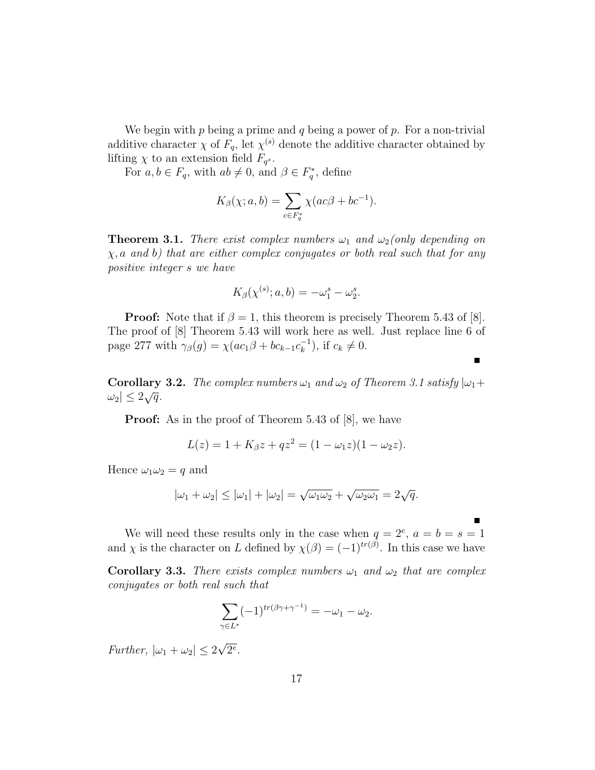We begin with $p$ being a prime and $q$ being a power of $p$. For a non-trivial additive character $\chi$ of $F_q$, let $\chi^{(s)}$ denote the additive character obtained by lifting $\chi$ to an extension field $F_{q^s}$.

For $a, b \in F_q$, with $ab \neq 0$, and $\beta \in F_q^*$, define

$$K_\beta(\chi; a, b) = \sum_{c \in F_q^*} \chi(ac\beta + bc^{-1}).$$

**Theorem 3.1.** *There exist complex numbers $\omega_1$ and $\omega_2$(only depending on $\chi, a$ and $b$) that are either complex conjugates or both real such that for any positive integer $s$ we have*

$$K_\beta(\chi^{(s)}; a, b) = -\omega_1^s - \omega_2^s.$$

**Proof:** Note that if $\beta = 1$, this theorem is precisely Theorem 5.43 of [8]. The proof of [8] Theorem 5.43 will work here as well. Just replace line 6 of page 277 with $\gamma_\beta(g) = \chi(ac_1\beta + bc_{k-1}c_k^{-1})$, if $c_k \neq 0$.

∎

**Corollary 3.2.** *The complex numbers $\omega_1$ and $\omega_2$ of Theorem 3.1 satisfy $|\omega_1 + \omega_2| \leq 2\sqrt{q}$.*

**Proof:** As in the proof of Theorem 5.43 of [8], we have

$$L(z) = 1 + K_\beta z + qz^2 = (1 - \omega_1 z)(1 - \omega_2 z).$$

Hence $\omega_1\omega_2 = q$ and

$$|\omega_1 + \omega_2| \leq |\omega_1| + |\omega_2| = \sqrt{\omega_1\omega_2} + \sqrt{\omega_2\omega_1} = 2\sqrt{q}.$$

∎

We will need these results only in the case when $q = 2^e$, $a = b = s = 1$ and $\chi$ is the character on $L$ defined by $\chi(\beta) = (-1)^{tr(\beta)}$. In this case we have

**Corollary 3.3.** *There exists complex numbers $\omega_1$ and $\omega_2$ that are complex conjugates or both real such that*

$$\sum_{\gamma \in L^*} (-1)^{tr(\beta\gamma + \gamma^{-1})} = -\omega_1 - \omega_2.$$

*Further, $|\omega_1 + \omega_2| \leq 2\sqrt{2^e}$.*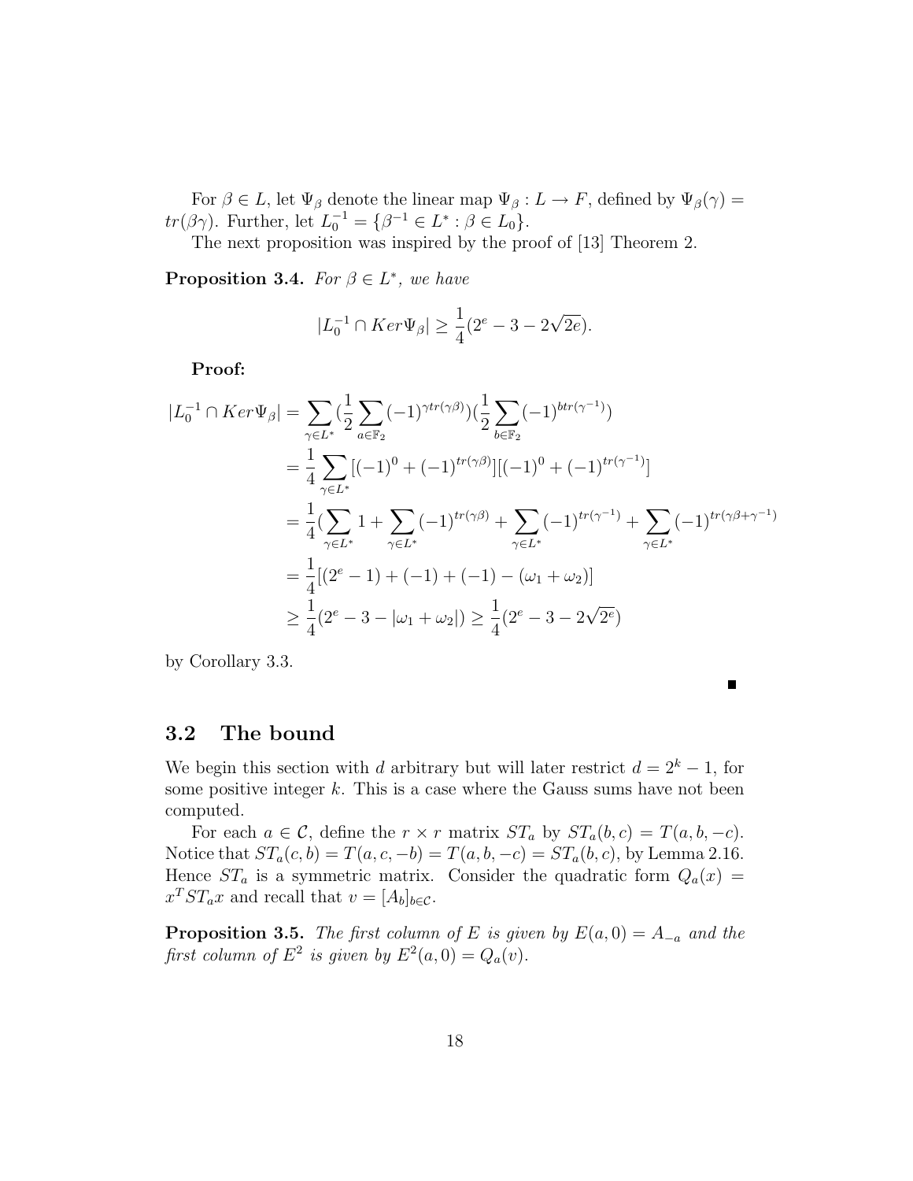For $\beta \in L$, let $\Psi_\beta$ denote the linear map $\Psi_\beta : L \to F$, defined by $\Psi_\beta(\gamma) = tr(\beta\gamma)$. Further, let $L_0^{-1} = \{\beta^{-1} \in L^* : \beta \in L_0\}$.

The next proposition was inspired by the proof of [13] Theorem 2.

**Proposition 3.4.** *For $\beta \in L^*$, we have*

$$|L_0^{-1} \cap Ker\Psi_\beta| \geq \frac{1}{4}(2^e - 3 - 2\sqrt{2e}).$$

**Proof:**

$$\begin{aligned}
|L_0^{-1} \cap Ker\Psi_\beta| &= \sum_{\gamma \in L^*} (\frac{1}{2}\sum_{a \in \mathbb{F}_2} (-1)^{\gamma tr(\gamma\beta)})(\frac{1}{2}\sum_{b \in \mathbb{F}_2} (-1)^{btr(\gamma^{-1})}) \\
&= \frac{1}{4}\sum_{\gamma \in L^*} [(-1)^0 + (-1)^{tr(\gamma\beta)}][(-1)^0 + (-1)^{tr(\gamma^{-1})}] \\
&= \frac{1}{4}(\sum_{\gamma \in L^*} 1 + \sum_{\gamma \in L^*} (-1)^{tr(\gamma\beta)} + \sum_{\gamma \in L^*} (-1)^{tr(\gamma^{-1})} + \sum_{\gamma \in L^*} (-1)^{tr(\gamma\beta + \gamma^{-1})} \\
&= \frac{1}{4}[(2^e - 1) + (-1) + (-1) - (\omega_1 + \omega_2)] \\
&\geq \frac{1}{4}(2^e - 3 - |\omega_1 + \omega_2|) \geq \frac{1}{4}(2^e - 3 - 2\sqrt{2^e})
\end{aligned}$$

by Corollary 3.3.

■

## 3.2 The bound

We begin this section with $d$ arbitrary but will later restrict $d = 2^k - 1$, for some positive integer $k$. This is a case where the Gauss sums have not been computed.

For each $a \in \mathcal{C}$, define the $r \times r$ matrix $ST_a$ by $ST_a(b, c) = T(a, b, -c)$. Notice that $ST_a(c, b) = T(a, c, -b) = T(a, b, -c) = ST_a(b, c)$, by Lemma 2.16. Hence $ST_a$ is a symmetric matrix. Consider the quadratic form $Q_a(x) = x^T ST_a x$ and recall that $v = [A_b]_{b \in \mathcal{C}}$.

**Proposition 3.5.** *The first column of $E$ is given by $E(a, 0) = A_{-a}$ and the first column of $E^2$ is given by $E^2(a, 0) = Q_a(v)$.*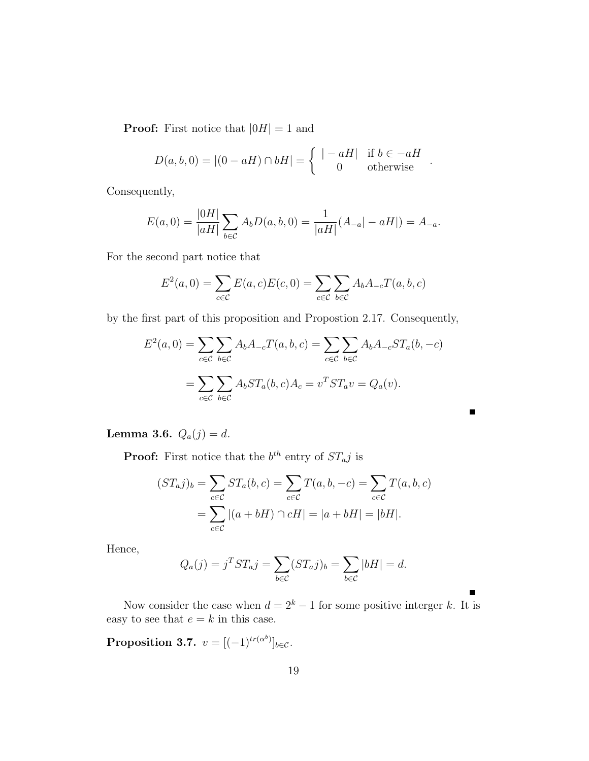**Proof:** First notice that $|0H| = 1$ and

$$D(a,b,0) = |(0 - aH) \cap bH| = \left\{ \begin{array}{cc} |-aH| & \text{if } b \in -aH \\ 0 & \text{otherwise} \end{array} \right. .$$

Consequently,

$$E(a,0) = \frac{|0H|}{|aH|} \sum_{b \in \mathcal{C}} A_b D(a,b,0) = \frac{1}{|aH|}(A_{-a}| - aH|) = A_{-a}.$$

For the second part notice that

$$E^2(a,0) = \sum_{c \in \mathcal{C}} E(a,c)E(c,0) = \sum_{c \in \mathcal{C}} \sum_{b \in \mathcal{C}} A_b A_{-c} T(a,b,c)$$

by the first part of this proposition and Propostion 2.17. Consequently,

$$E^2(a,0) = \sum_{c \in \mathcal{C}} \sum_{b \in \mathcal{C}} A_b A_{-c} T(a,b,c) = \sum_{c \in \mathcal{C}} \sum_{b \in \mathcal{C}} A_b A_{-c} ST_a(b,-c)$$

$$= \sum_{c \in \mathcal{C}} \sum_{b \in \mathcal{C}} A_b ST_a(b,c) A_c = v^T ST_a v = Q_a(v).$$

■

**Lemma 3.6.** $Q_a(j) = d$.

**Proof:** First notice that the $b^{th}$ entry of $ST_a j$ is

$$(ST_a j)_b = \sum_{c \in \mathcal{C}} ST_a(b,c) = \sum_{c \in \mathcal{C}} T(a,b,-c) = \sum_{c \in \mathcal{C}} T(a,b,c)$$

$$= \sum_{c \in \mathcal{C}} |(a + bH) \cap cH| = |a + bH| = |bH|.$$

Hence,

$$Q_a(j) = j^T ST_a j = \sum_{b \in \mathcal{C}} (ST_a j)_b = \sum_{b \in \mathcal{C}} |bH| = d.$$

■

Now consider the case when $d = 2^k - 1$ for some positive interger $k$. It is easy to see that $e = k$ in this case.

**Proposition 3.7.** $v = [(-1)^{tr(\alpha^b)}]_{b \in \mathcal{C}}$.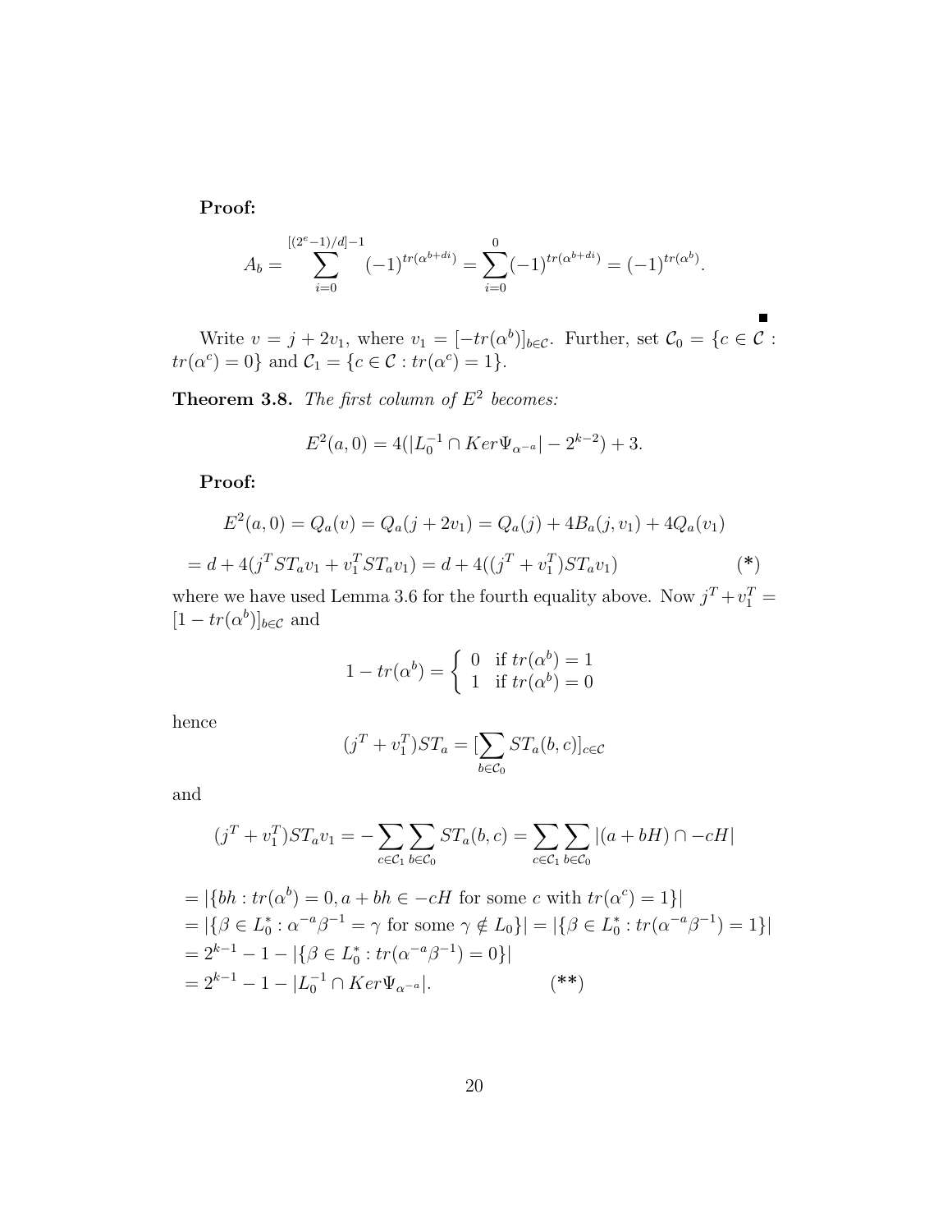**Proof:**

$$A_b = \sum_{i=0}^{[(2^e-1)/d]-1} (-1)^{tr(\alpha^{b+di})} = \sum_{i=0}^{0} (-1)^{tr(\alpha^{b+di})} = (-1)^{tr(\alpha^b)}.$$

■

Write $v = j + 2v_1$, where $v_1 = [-tr(\alpha^b)]_{b\in\mathcal{C}}$. Further, set $\mathcal{C}_0 = \{c \in \mathcal{C} : tr(\alpha^c) = 0\}$ and $\mathcal{C}_1 = \{c \in \mathcal{C} : tr(\alpha^c) = 1\}$.

**Theorem 3.8.** *The first column of $E^2$ becomes:*

$$E^2(a, 0) = 4(|L_0^{-1} \cap Ker\Psi_{\alpha^{-a}}| - 2^{k-2}) + 3.$$

**Proof:**

$$E^2(a, 0) = Q_a(v) = Q_a(j + 2v_1) = Q_a(j) + 4B_a(j, v_1) + 4Q_a(v_1)$$

$$= d + 4(j^T ST_a v_1 + v_1^T ST_a v_1) = d + 4((j^T + v_1^T)ST_a v_1) \qquad (*)$$

where we have used Lemma 3.6 for the fourth equality above. Now $j^T + v_1^T = [1 - tr(\alpha^b)]_{b\in\mathcal{C}}$ and

$$1 - tr(\alpha^b) = \begin{cases} 0 & \text{if } tr(\alpha^b) = 1 \\ 1 & \text{if } tr(\alpha^b) = 0 \end{cases}$$

hence

$$(j^T + v_1^T)ST_a = [\sum_{b\in\mathcal{C}_0} ST_a(b, c)]_{c\in\mathcal{C}}$$

and

$$(j^T + v_1^T)ST_a v_1 = -\sum_{c\in\mathcal{C}_1}\sum_{b\in\mathcal{C}_0} ST_a(b, c) = \sum_{c\in\mathcal{C}_1}\sum_{b\in\mathcal{C}_0} |(a + bH) \cap -cH|$$

$$\begin{aligned}
&= |\{bh : tr(\alpha^b) = 0, a + bh \in -cH \text{ for some } c \text{ with } tr(\alpha^c) = 1\}| \\
&= |\{\beta \in L_0^* : \alpha^{-a}\beta^{-1} = \gamma \text{ for some } \gamma \notin L_0\}| = |\{\beta \in L_0^* : tr(\alpha^{-a}\beta^{-1}) = 1\}| \\
&= 2^{k-1} - 1 - |\{\beta \in L_0^* : tr(\alpha^{-a}\beta^{-1}) = 0\}| \\
&= 2^{k-1} - 1 - |L_0^{-1} \cap Ker\Psi_{\alpha^{-a}}|. \qquad (**)
\end{aligned}$$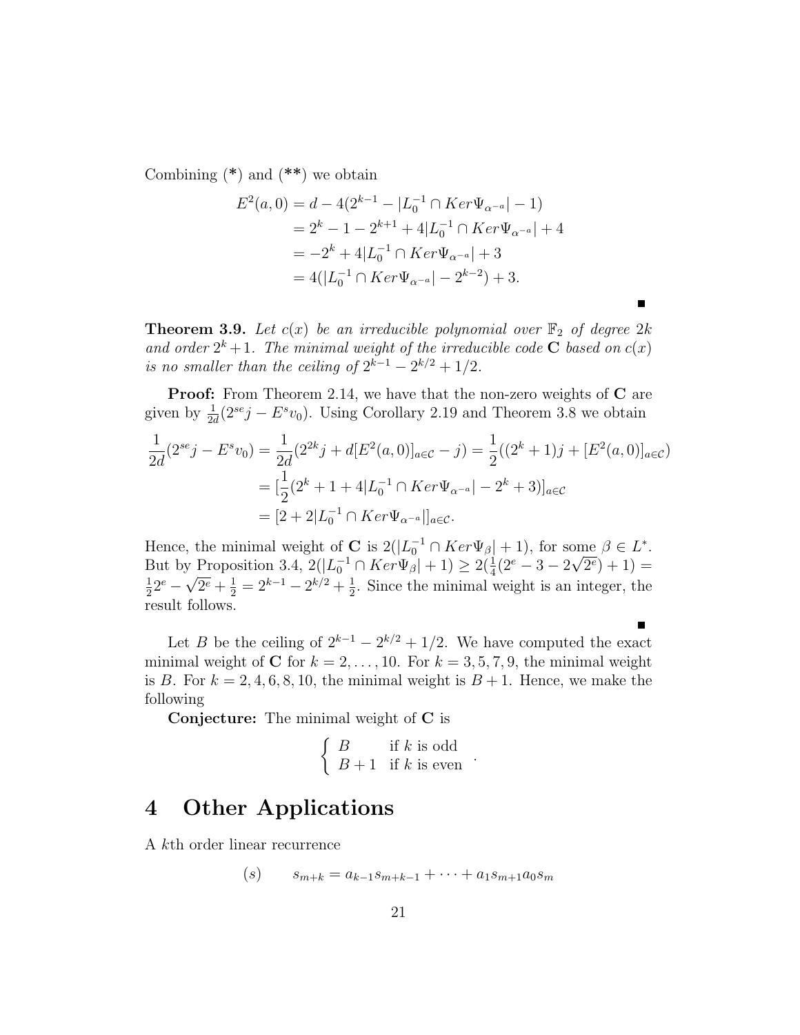Combining (*) and (**) we obtain

$$\begin{aligned}
E^2(a,0) &= d - 4(2^{k-1} - |L_0^{-1} \cap Ker\Psi_{\alpha^{-a}}| - 1) \\
&= 2^k - 1 - 2^{k+1} + 4|L_0^{-1} \cap Ker\Psi_{\alpha^{-a}}| + 4 \\
&= -2^k + 4|L_0^{-1} \cap Ker\Psi_{\alpha^{-a}}| + 3 \\
&= 4(|L_0^{-1} \cap Ker\Psi_{\alpha^{-a}}| - 2^{k-2}) + 3.
\end{aligned}$$

■

**Theorem 3.9.** *Let $c(x)$ be an irreducible polynomial over $\mathbb{F}_2$ of degree $2k$ and order $2^k+1$. The minimal weight of the irreducible code $\mathbf{C}$ based on $c(x)$ is no smaller than the ceiling of $2^{k-1} - 2^{k/2} + 1/2$.*

**Proof:** From Theorem 2.14, we have that the non-zero weights of $\mathbf{C}$ are given by $\frac{1}{2d}(2^{se}j - E^s v_0)$. Using Corollary 2.19 and Theorem 3.8 we obtain

$$\begin{aligned}
\frac{1}{2d}(2^{se}j - E^s v_0) &= \frac{1}{2d}(2^{2k}j + d[E^2(a,0)]_{a\in\mathcal{C}} - j) = \frac{1}{2}((2^k+1)j + [E^2(a,0)]_{a\in\mathcal{C}}) \\
&= [\frac{1}{2}(2^k + 1 + 4|L_0^{-1} \cap Ker\Psi_{\alpha^{-a}}| - 2^k + 3)]_{a\in\mathcal{C}} \\
&= [2 + 2|L_0^{-1} \cap Ker\Psi_{\alpha^{-a}}|]_{a\in\mathcal{C}}.
\end{aligned}$$

Hence, the minimal weight of $\mathbf{C}$ is $2(|L_0^{-1} \cap Ker\Psi_\beta| + 1)$, for some $\beta \in L^*$. But by Proposition 3.4, $2(|L_0^{-1} \cap Ker\Psi_\beta| + 1) \geq 2(\frac{1}{4}(2^e - 3 - 2\sqrt{2^e}) + 1) = \frac{1}{2}2^e - \sqrt{2^e} + \frac{1}{2} = 2^{k-1} - 2^{k/2} + \frac{1}{2}$. Since the minimal weight is an integer, the result follows.

■

Let $B$ be the ceiling of $2^{k-1} - 2^{k/2} + 1/2$. We have computed the exact minimal weight of $\mathbf{C}$ for $k = 2, \ldots, 10$. For $k = 3, 5, 7, 9$, the minimal weight is $B$. For $k = 2, 4, 6, 8, 10$, the minimal weight is $B + 1$. Hence, we make the following

**Conjecture:** The minimal weight of $\mathbf{C}$ is

$$\begin{cases} B & \text{if } k \text{ is odd} \\ B+1 & \text{if } k \text{ is even} \end{cases}.$$

# 4 Other Applications

A $k$th order linear recurrence

$$(s) \qquad s_{m+k} = a_{k-1}s_{m+k-1} + \cdots + a_1 s_{m+1} a_0 s_m$$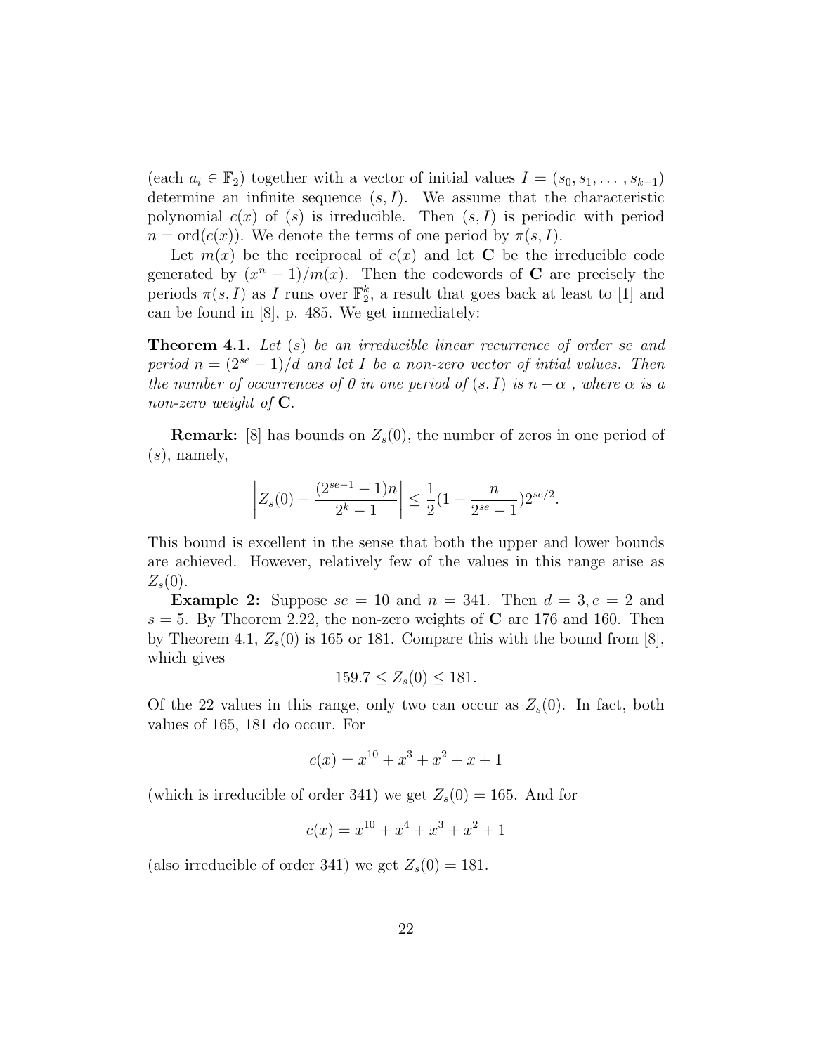(each $a_i \in \mathbb{F}_2$) together with a vector of initial values $I = (s_0, s_1, \ldots, s_{k-1})$ determine an infinite sequence $(s, I)$. We assume that the characteristic polynomial $c(x)$ of $(s)$ is irreducible. Then $(s, I)$ is periodic with period $n = \text{ord}(c(x))$. We denote the terms of one period by $\pi(s, I)$.

Let $m(x)$ be the reciprocal of $c(x)$ and let $\mathbf{C}$ be the irreducible code generated by $(x^n - 1)/m(x)$. Then the codewords of $\mathbf{C}$ are precisely the periods $\pi(s, I)$ as $I$ runs over $\mathbb{F}_2^k$, a result that goes back at least to [1] and can be found in [8], p. 485. We get immediately:

**Theorem 4.1.** *Let $(s)$ be an irreducible linear recurrence of order $se$ and period $n = (2^{se} - 1)/d$ and let $I$ be a non-zero vector of intial values. Then the number of occurrences of 0 in one period of $(s, I)$ is $n - \alpha$ , where $\alpha$ is a non-zero weight of $\mathbf{C}$.*

**Remark:** [8] has bounds on $Z_s(0)$, the number of zeros in one period of $(s)$, namely,

$$\left| Z_s(0) - \frac{(2^{se-1} - 1)n}{2^k - 1} \right| \leq \frac{1}{2}(1 - \frac{n}{2^{se} - 1})2^{se/2}.$$

This bound is excellent in the sense that both the upper and lower bounds are achieved. However, relatively few of the values in this range arise as $Z_s(0)$.

**Example 2:** Suppose $se = 10$ and $n = 341$. Then $d = 3, e = 2$ and $s = 5$. By Theorem 2.22, the non-zero weights of $\mathbf{C}$ are 176 and 160. Then by Theorem 4.1, $Z_s(0)$ is 165 or 181. Compare this with the bound from [8], which gives

$$159.7 \leq Z_s(0) \leq 181.$$

Of the 22 values in this range, only two can occur as $Z_s(0)$. In fact, both values of 165, 181 do occur. For

$$c(x) = x^{10} + x^3 + x^2 + x + 1$$

(which is irreducible of order 341) we get $Z_s(0) = 165$. And for

$$c(x) = x^{10} + x^4 + x^3 + x^2 + 1$$

(also irreducible of order 341) we get $Z_s(0) = 181$.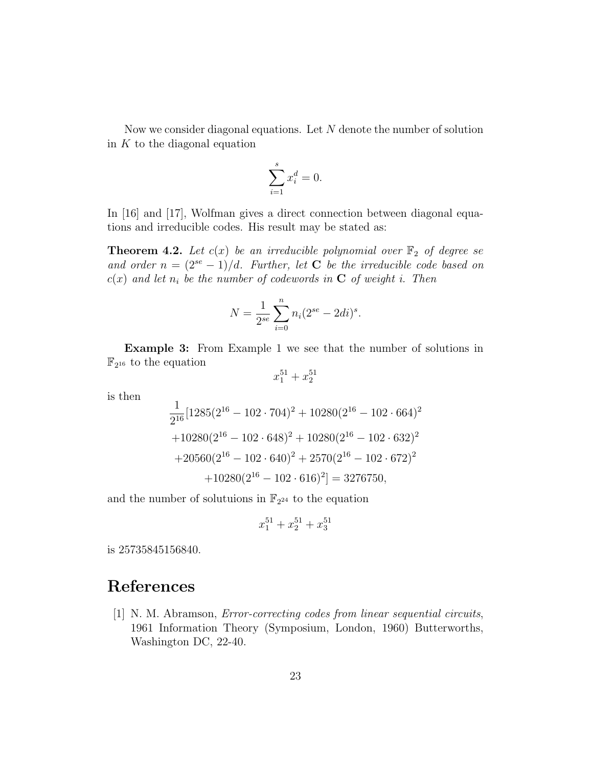Now we consider diagonal equations. Let $N$ denote the number of solution in $K$ to the diagonal equation

$$\sum_{i=1}^{s} x_i^d = 0.$$

In [16] and [17], Wolfman gives a direct connection between diagonal equations and irreducible codes. His result may be stated as:

**Theorem 4.2.** *Let $c(x)$ be an irreducible polynomial over $\mathbb{F}_2$ of degree $se$ and order $n = (2^{se} - 1)/d$. Further, let $\mathbf{C}$ be the irreducible code based on $c(x)$ and let $n_i$ be the number of codewords in $\mathbf{C}$ of weight $i$. Then*

$$N = \frac{1}{2^{se}} \sum_{i=0}^{n} n_i (2^{se} - 2di)^s.$$

**Example 3:** From Example 1 we see that the number of solutions in $\mathbb{F}_{2^{16}}$ to the equation

$$x_1^{51} + x_2^{51}$$

is then

$$\begin{aligned} &\frac{1}{2^{16}}[1285(2^{16} - 102 \cdot 704)^2 + 10280(2^{16} - 102 \cdot 664)^2 \\ &+10280(2^{16} - 102 \cdot 648)^2 + 10280(2^{16} - 102 \cdot 632)^2 \\ &+20560(2^{16} - 102 \cdot 640)^2 + 2570(2^{16} - 102 \cdot 672)^2 \\ &+10280(2^{16} - 102 \cdot 616)^2] = 3276750, \end{aligned}$$

and the number of solutuions in $\mathbb{F}_{2^{24}}$ to the equation

$$x_1^{51} + x_2^{51} + x_3^{51}$$

is 25735845156840.

# References

[1] N. M. Abramson, *Error-correcting codes from linear sequential circuits*, 1961 Information Theory (Symposium, London, 1960) Butterworths, Washington DC, 22-40.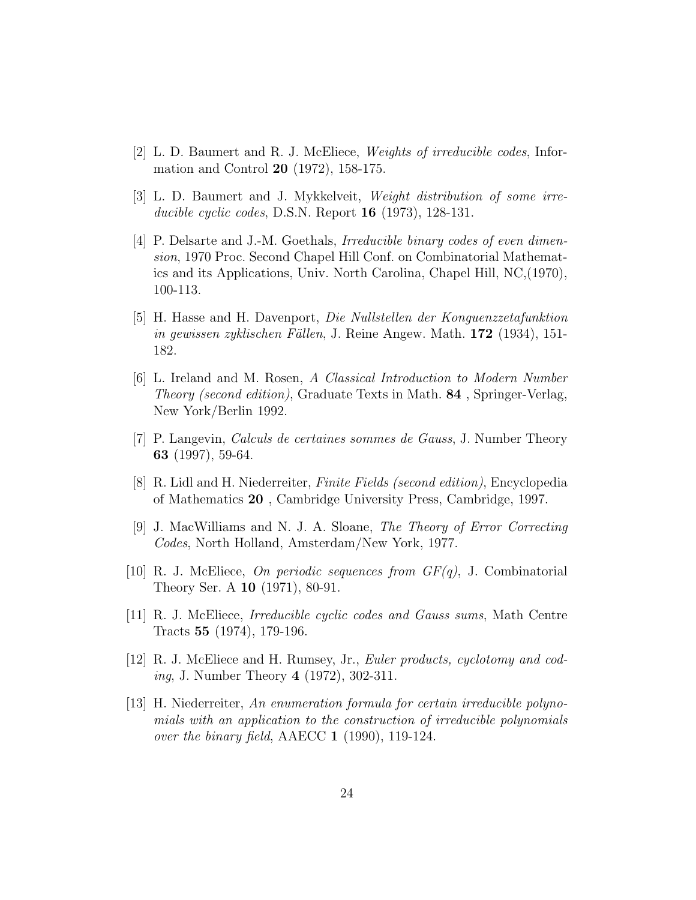[2] L. D. Baumert and R. J. McEliece, *Weights of irreducible codes*, Information and Control **20** (1972), 158-175.

[3] L. D. Baumert and J. Mykkelveit, *Weight distribution of some irreducible cyclic codes*, D.S.N. Report **16** (1973), 128-131.

[4] P. Delsarte and J.-M. Goethals, *Irreducible binary codes of even dimension*, 1970 Proc. Second Chapel Hill Conf. on Combinatorial Mathematics and its Applications, Univ. North Carolina, Chapel Hill, NC,(1970), 100-113.

[5] H. Hasse and H. Davenport, *Die Nullstellen der Konguenzzetafunktion in gewissen zyklischen Fällen*, J. Reine Angew. Math. **172** (1934), 151-182.

[6] L. Ireland and M. Rosen, *A Classical Introduction to Modern Number Theory (second edition)*, Graduate Texts in Math. **84** , Springer-Verlag, New York/Berlin 1992.

[7] P. Langevin, *Calculs de certaines sommes de Gauss*, J. Number Theory **63** (1997), 59-64.

[8] R. Lidl and H. Niederreiter, *Finite Fields (second edition)*, Encyclopedia of Mathematics **20** , Cambridge University Press, Cambridge, 1997.

[9] J. MacWilliams and N. J. A. Sloane, *The Theory of Error Correcting Codes*, North Holland, Amsterdam/New York, 1977.

[10] R. J. McEliece, *On periodic sequences from GF(q)*, J. Combinatorial Theory Ser. A **10** (1971), 80-91.

[11] R. J. McEliece, *Irreducible cyclic codes and Gauss sums*, Math Centre Tracts **55** (1974), 179-196.

[12] R. J. McEliece and H. Rumsey, Jr., *Euler products, cyclotomy and coding*, J. Number Theory **4** (1972), 302-311.

[13] H. Niederreiter, *An enumeration formula for certain irreducible polynomials with an application to the construction of irreducible polynomials over the binary field*, AAECC **1** (1990), 119-124.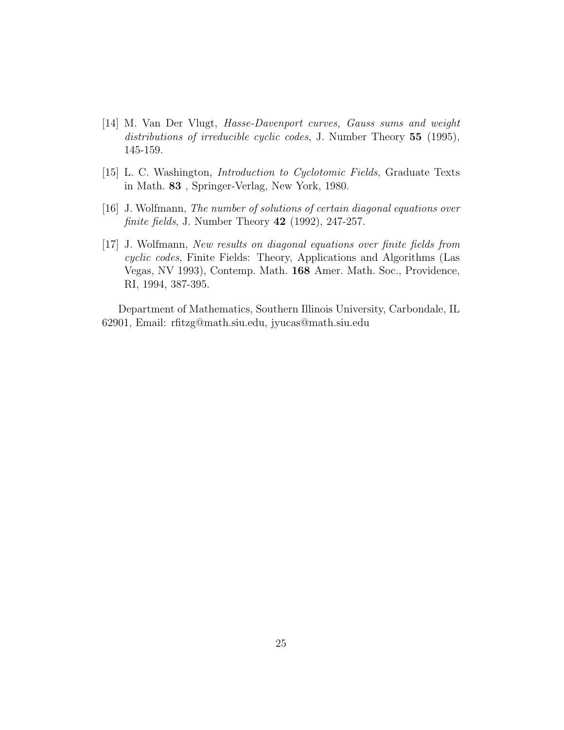[14] M. Van Der Vlugt, *Hasse-Davenport curves, Gauss sums and weight distributions of irreducible cyclic codes*, J. Number Theory **55** (1995), 145-159.

[15] L. C. Washington, *Introduction to Cyclotomic Fields*, Graduate Texts in Math. **83** , Springer-Verlag, New York, 1980.

[16] J. Wolfmann, *The number of solutions of certain diagonal equations over finite fields*, J. Number Theory **42** (1992), 247-257.

[17] J. Wolfmann, *New results on diagonal equations over finite fields from cyclic codes*, Finite Fields: Theory, Applications and Algorithms (Las Vegas, NV 1993), Contemp. Math. **168** Amer. Math. Soc., Providence, RI, 1994, 387-395.

Department of Mathematics, Southern Illinois University, Carbondale, IL 62901, Email: rfitzg@math.siu.edu, jyucas@math.siu.edu